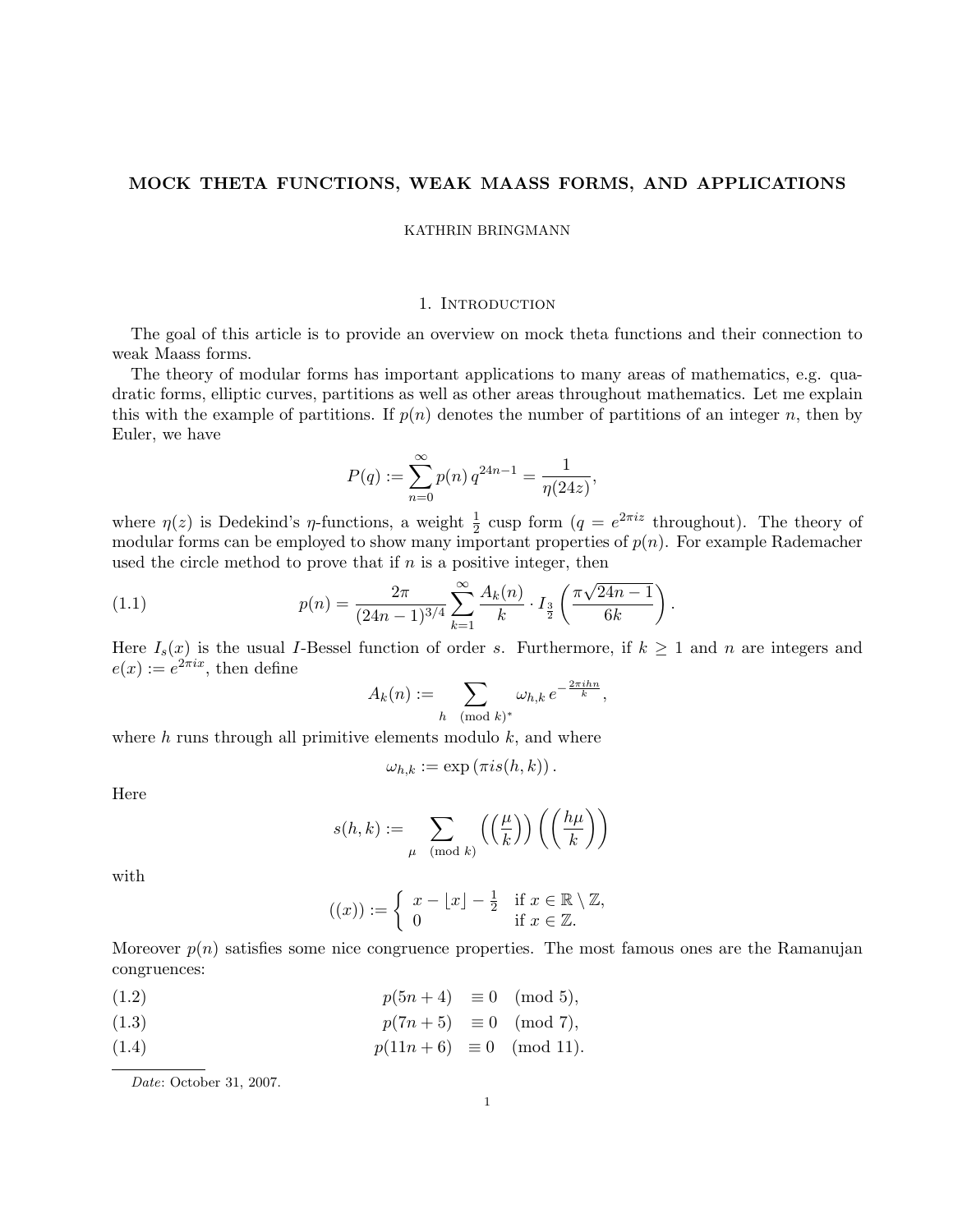# MOCK THETA FUNCTIONS, WEAK MAASS FORMS, AND APPLICATIONS

KATHRIN BRINGMANN

## 1. Introduction

The goal of this article is to provide an overview on mock theta functions and their connection to weak Maass forms.

The theory of modular forms has important applications to many areas of mathematics, e.g. quadratic forms, elliptic curves, partitions as well as other areas throughout mathematics. Let me explain this with the example of partitions. If $p(n)$ denotes the number of partitions of an integer $n$, then by Euler, we have

$$P(q) := \sum_{n=0}^{\infty} p(n)\, q^{24n-1} = \frac{1}{\eta(24z)},$$

where $\eta(z)$ is Dedekind's $\eta$-functions, a weight $\frac{1}{2}$ cusp form ($q = e^{2\pi i z}$ throughout). The theory of modular forms can be employed to show many important properties of $p(n)$. For example Rademacher used the circle method to prove that if $n$ is a positive integer, then

$$p(n) = \frac{2\pi}{(24n-1)^{3/4}} \sum_{k=1}^{\infty} \frac{A_k(n)}{k} \cdot I_{\frac{3}{2}}\left(\frac{\pi\sqrt{24n-1}}{6k}\right). \tag{1.1}$$

Here $I_s(x)$ is the usual $I$-Bessel function of order $s$. Furthermore, if $k \geq 1$ and $n$ are integers and $e(x) := e^{2\pi i x}$, then define

$$A_k(n) := \sum_{h \pmod{k}^*} \omega_{h,k}\, e^{-\frac{2\pi i h n}{k}},$$

where $h$ runs through all primitive elements modulo $k$, and where

$$\omega_{h,k} := \exp\left(\pi i s(h,k)\right).$$

Here

$$s(h,k) := \sum_{\mu \pmod{k}} \left(\left(\frac{\mu}{k}\right)\right)\left(\left(\frac{h\mu}{k}\right)\right)$$

with

$$((x)) := \begin{cases} x - \lfloor x \rfloor - \frac{1}{2} & \text{if } x \in \mathbb{R} \setminus \mathbb{Z}, \\ 0 & \text{if } x \in \mathbb{Z}. \end{cases}$$

Moreover $p(n)$ satisfies some nice congruence properties. The most famous ones are the Ramanujan congruences:

$$p(5n+4) \equiv 0 \pmod{5}, \tag{1.2}$$

$$p(7n+5) \equiv 0 \pmod{7}, \tag{1.3}$$

$$p(11n+6) \equiv 0 \pmod{11}. \tag{1.4}$$

*Date*: October 31, 2007.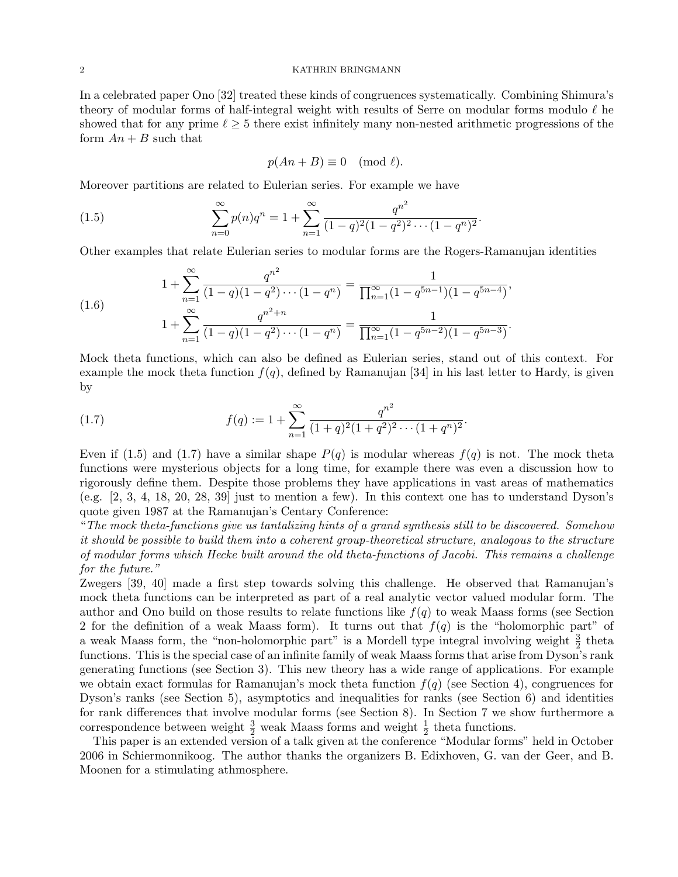In a celebrated paper Ono [32] treated these kinds of congruences systematically. Combining Shimura's theory of modular forms of half-integral weight with results of Serre on modular forms modulo $\ell$ he showed that for any prime $\ell \geq 5$ there exist infinitely many non-nested arithmetic progressions of the form $An + B$ such that

$$p(An + B) \equiv 0 \pmod{\ell}.$$

Moreover partitions are related to Eulerian series. For example we have

$$\sum_{n=0}^{\infty} p(n)q^n = 1 + \sum_{n=1}^{\infty} \frac{q^{n^2}}{(1-q)^2(1-q^2)^2 \cdots (1-q^n)^2}. \tag{1.5}$$

Other examples that relate Eulerian series to modular forms are the Rogers-Ramanujan identities

$$\begin{aligned} 1 + \sum_{n=1}^{\infty} \frac{q^{n^2}}{(1-q)(1-q^2)\cdots(1-q^n)} &= \frac{1}{\prod_{n=1}^{\infty}(1-q^{5n-1})(1-q^{5n-4})}, \\ 1 + \sum_{n=1}^{\infty} \frac{q^{n^2+n}}{(1-q)(1-q^2)\cdots(1-q^n)} &= \frac{1}{\prod_{n=1}^{\infty}(1-q^{5n-2})(1-q^{5n-3})}. \end{aligned} \tag{1.6}$$

Mock theta functions, which can also be defined as Eulerian series, stand out of this context. For example the mock theta function $f(q)$, defined by Ramanujan [34] in his last letter to Hardy, is given by

$$f(q) := 1 + \sum_{n=1}^{\infty} \frac{q^{n^2}}{(1+q)^2(1+q^2)^2 \cdots (1+q^n)^2}. \tag{1.7}$$

Even if (1.5) and (1.7) have a similar shape $P(q)$ is modular whereas $f(q)$ is not. The mock theta functions were mysterious objects for a long time, for example there was even a discussion how to rigorously define them. Despite those problems they have applications in vast areas of mathematics (e.g. [2, 3, 4, 18, 20, 28, 39] just to mention a few). In this context one has to understand Dyson's quote given 1987 at the Ramanujan's Centary Conference:

*"The mock theta-functions give us tantalizing hints of a grand synthesis still to be discovered. Somehow it should be possible to build them into a coherent group-theoretical structure, analogous to the structure of modular forms which Hecke built around the old theta-functions of Jacobi. This remains a challenge for the future."*

Zwegers [39, 40] made a first step towards solving this challenge. He observed that Ramanujan's mock theta functions can be interpreted as part of a real analytic vector valued modular form. The author and Ono build on those results to relate functions like $f(q)$ to weak Maass forms (see Section 2 for the definition of a weak Maass form). It turns out that $f(q)$ is the "holomorphic part" of a weak Maass form, the "non-holomorphic part" is a Mordell type integral involving weight $\frac{3}{2}$ theta functions. This is the special case of an infinite family of weak Maass forms that arise from Dyson's rank generating functions (see Section 3). This new theory has a wide range of applications. For example we obtain exact formulas for Ramanujan's mock theta function $f(q)$ (see Section 4), congruences for Dyson's ranks (see Section 5), asymptotics and inequalities for ranks (see Section 6) and identities for rank differences that involve modular forms (see Section 8). In Section 7 we show furthermore a correspondence between weight $\frac{3}{2}$ weak Maass forms and weight $\frac{1}{2}$ theta functions.

This paper is an extended version of a talk given at the conference "Modular forms" held in October 2006 in Schiermonnikoog. The author thanks the organizers B. Edixhoven, G. van der Geer, and B. Moonen for a stimulating athmosphere.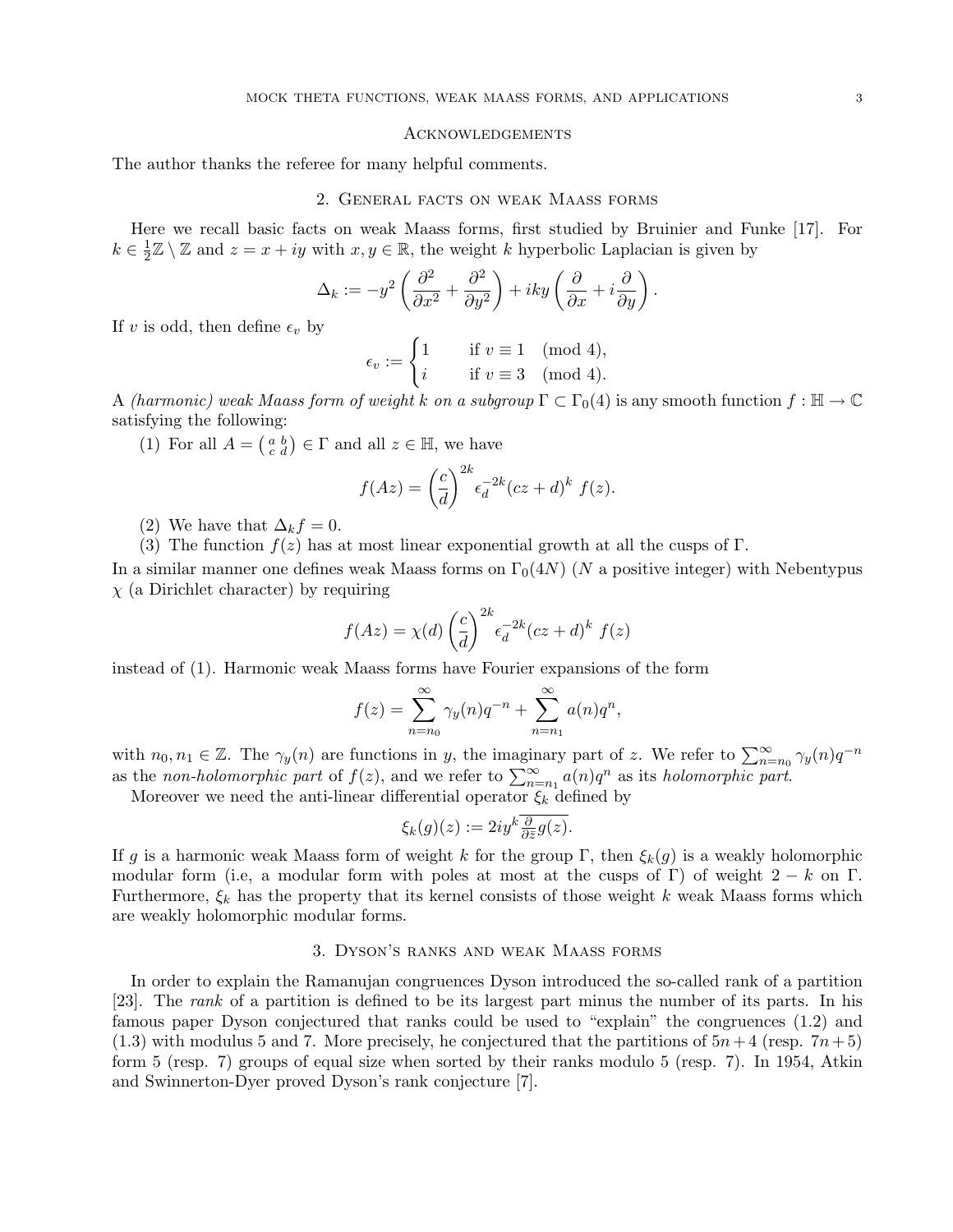## Acknowledgements

The author thanks the referee for many helpful comments.

## 2. General facts on weak Maass forms

Here we recall basic facts on weak Maass forms, first studied by Bruinier and Funke [17]. For $k \in \frac{1}{2}\mathbb{Z} \setminus \mathbb{Z}$ and $z = x + iy$ with $x, y \in \mathbb{R}$, the weight $k$ hyperbolic Laplacian is given by

$$\Delta_k := -y^2 \left( \frac{\partial^2}{\partial x^2} + \frac{\partial^2}{\partial y^2} \right) + iky \left( \frac{\partial}{\partial x} + i \frac{\partial}{\partial y} \right).$$

If $v$ is odd, then define $\epsilon_v$ by

$$\epsilon_v := \begin{cases} 1 & \text{if } v \equiv 1 \pmod 4, \\ i & \text{if } v \equiv 3 \pmod 4. \end{cases}$$

A *(harmonic) weak Maass form of weight $k$ on a subgroup $\Gamma \subset \Gamma_0(4)$* is any smooth function $f : \mathbb{H} \to \mathbb{C}$ satisfying the following:

(1) For all $A = \left( \begin{smallmatrix} a & b \\ c & d \end{smallmatrix} \right) \in \Gamma$ and all $z \in \mathbb{H}$, we have

$$f(Az) = \left( \frac{c}{d} \right)^{2k} \epsilon_d^{-2k} (cz + d)^k \ f(z).$$

(2) We have that $\Delta_k f = 0$.

(3) The function $f(z)$ has at most linear exponential growth at all the cusps of $\Gamma$.

In a similar manner one defines weak Maass forms on $\Gamma_0(4N)$ ($N$ a positive integer) with Nebentypus $\chi$ (a Dirichlet character) by requiring

$$f(Az) = \chi(d) \left( \frac{c}{d} \right)^{2k} \epsilon_d^{-2k} (cz + d)^k \ f(z)$$

instead of (1). Harmonic weak Maass forms have Fourier expansions of the form

$$f(z) = \sum_{n=n_0}^{\infty} \gamma_y(n) q^{-n} + \sum_{n=n_1}^{\infty} a(n) q^n,$$

with $n_0, n_1 \in \mathbb{Z}$. The $\gamma_y(n)$ are functions in $y$, the imaginary part of $z$. We refer to $\sum_{n=n_0}^{\infty} \gamma_y(n) q^{-n}$ as the *non-holomorphic part* of $f(z)$, and we refer to $\sum_{n=n_1}^{\infty} a(n) q^n$ as its *holomorphic part*.

Moreover we need the anti-linear differential operator $\xi_k$ defined by

$$\xi_k(g)(z) := 2iy^k \overline{\tfrac{\partial}{\partial \bar{z}} g(z)}.$$

If $g$ is a harmonic weak Maass form of weight $k$ for the group $\Gamma$, then $\xi_k(g)$ is a weakly holomorphic modular form (i.e, a modular form with poles at most at the cusps of $\Gamma$) of weight $2 - k$ on $\Gamma$. Furthermore, $\xi_k$ has the property that its kernel consists of those weight $k$ weak Maass forms which are weakly holomorphic modular forms.

## 3. Dyson's ranks and weak Maass forms

In order to explain the Ramanujan congruences Dyson introduced the so-called rank of a partition [23]. The *rank* of a partition is defined to be its largest part minus the number of its parts. In his famous paper Dyson conjectured that ranks could be used to "explain" the congruences (1.2) and (1.3) with modulus 5 and 7. More precisely, he conjectured that the partitions of $5n+4$ (resp. $7n+5$) form 5 (resp. 7) groups of equal size when sorted by their ranks modulo 5 (resp. 7). In 1954, Atkin and Swinnerton-Dyer proved Dyson's rank conjecture [7].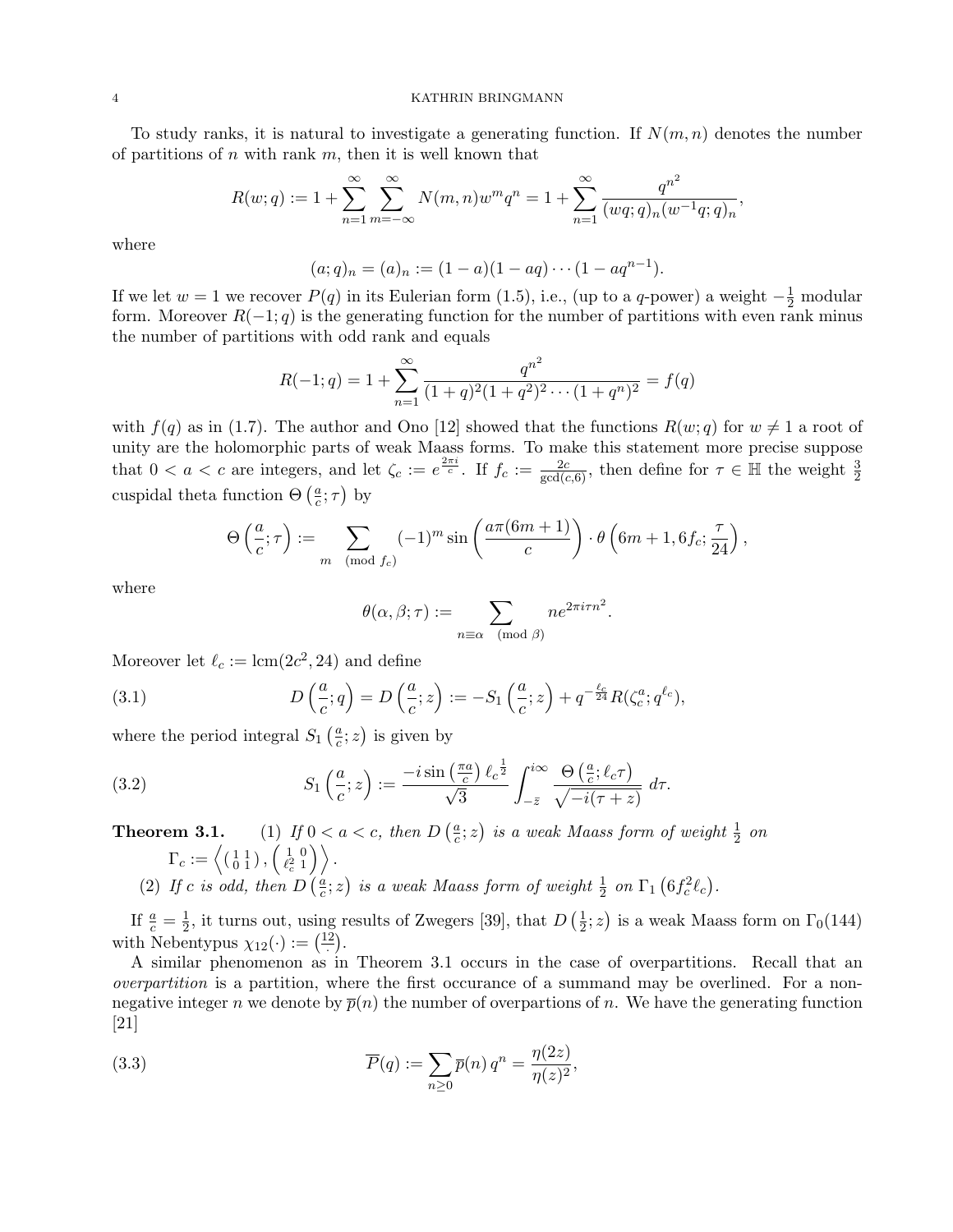To study ranks, it is natural to investigate a generating function. If $N(m,n)$ denotes the number of partitions of $n$ with rank $m$, then it is well known that

$$R(w;q) := 1 + \sum_{n=1}^{\infty} \sum_{m=-\infty}^{\infty} N(m,n) w^m q^n = 1 + \sum_{n=1}^{\infty} \frac{q^{n^2}}{(wq;q)_n (w^{-1}q;q)_n},$$

where

$$(a;q)_n = (a)_n := (1-a)(1-aq)\cdots(1-aq^{n-1}).$$

If we let $w=1$ we recover $P(q)$ in its Eulerian form (1.5), i.e., (up to a $q$-power) a weight $-\frac{1}{2}$ modular form. Moreover $R(-1;q)$ is the generating function for the number of partitions with even rank minus the number of partitions with odd rank and equals

$$R(-1;q) = 1 + \sum_{n=1}^{\infty} \frac{q^{n^2}}{(1+q)^2(1+q^2)^2\cdots(1+q^n)^2} = f(q)$$

with $f(q)$ as in (1.7). The author and Ono [12] showed that the functions $R(w;q)$ for $w \neq 1$ a root of unity are the holomorphic parts of weak Maass forms. To make this statement more precise suppose that $0 < a < c$ are integers, and let $\zeta_c := e^{\frac{2\pi i}{c}}$. If $f_c := \frac{2c}{\gcd(c,6)}$, then define for $\tau \in \mathbb{H}$ the weight $\frac{3}{2}$ cuspidal theta function $\Theta\left(\frac{a}{c};\tau\right)$ by

$$\Theta\left(\frac{a}{c};\tau\right) := \sum_{m \pmod{f_c}} (-1)^m \sin\left(\frac{a\pi(6m+1)}{c}\right) \cdot \theta\left(6m+1, 6f_c; \frac{\tau}{24}\right),$$

where

$$\theta(\alpha,\beta;\tau) := \sum_{n \equiv \alpha \pmod{\beta}} n e^{2\pi i \tau n^2}.$$

Moreover let $\ell_c := \operatorname{lcm}(2c^2, 24)$ and define

$$D\left(\frac{a}{c};q\right) = D\left(\frac{a}{c};z\right) := -S_1\left(\frac{a}{c};z\right) + q^{-\frac{\ell_c}{24}} R(\zeta_c^a; q^{\ell_c}), \tag{3.1}$$

where the period integral $S_1\left(\frac{a}{c};z\right)$ is given by

$$S_1\left(\frac{a}{c};z\right) := \frac{-i\sin\left(\frac{\pi a}{c}\right)\ell_c^{\frac{1}{2}}}{\sqrt{3}} \int_{-\bar{z}}^{i\infty} \frac{\Theta\left(\frac{a}{c};\ell_c\tau\right)}{\sqrt{-i(\tau+z)}}\, d\tau. \tag{3.2}$$

**Theorem 3.1.** (1) *If $0 < a < c$, then $D\left(\frac{a}{c};z\right)$ is a weak Maass form of weight $\frac{1}{2}$ on $\Gamma_c := \left\langle \left(\begin{smallmatrix} 1 & 1 \\ 0 & 1 \end{smallmatrix}\right), \left(\begin{smallmatrix} 1 & 0 \\ \ell_c^2 & 1 \end{smallmatrix}\right) \right\rangle$.*

(2) *If $c$ is odd, then $D\left(\frac{a}{c};z\right)$ is a weak Maass form of weight $\frac{1}{2}$ on $\Gamma_1\left(6f_c^2\ell_c\right)$.*

If $\frac{a}{c} = \frac{1}{2}$, it turns out, using results of Zwegers [39], that $D\left(\frac{1}{2};z\right)$ is a weak Maass form on $\Gamma_0(144)$ with Nebentypus $\chi_{12}(\cdot) := \left(\frac{12}{\cdot}\right)$.

A similar phenomenon as in Theorem 3.1 occurs in the case of overpartitions. Recall that an *overpartition* is a partition, where the first occurance of a summand may be overlined. For a nonnegative integer $n$ we denote by $\overline{p}(n)$ the number of overpartions of $n$. We have the generating function [21]

$$\overline{P}(q) := \sum_{n\geq 0} \overline{p}(n)\, q^n = \frac{\eta(2z)}{\eta(z)^2}, \tag{3.3}$$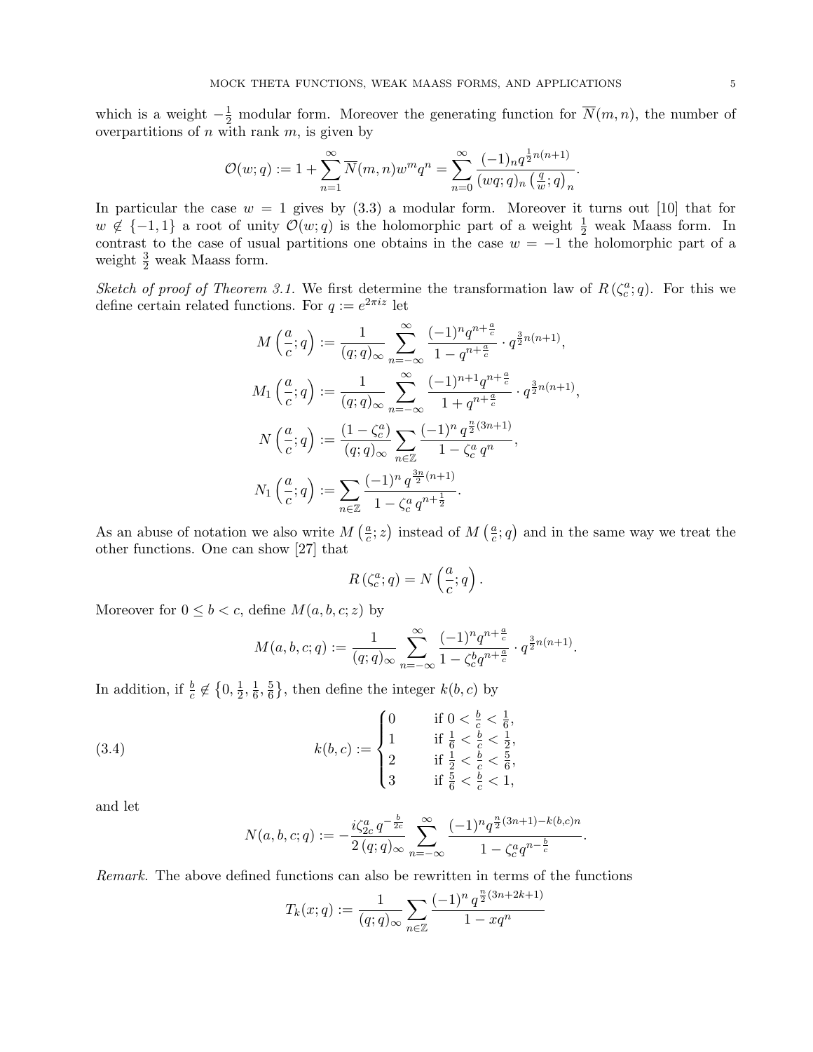which is a weight $-\frac{1}{2}$ modular form. Moreover the generating function for $\overline{N}(m,n)$, the number of overpartitions of $n$ with rank $m$, is given by

$$\mathcal{O}(w;q) := 1 + \sum_{n=1}^{\infty} \overline{N}(m,n) w^m q^n = \sum_{n=0}^{\infty} \frac{(-1)_n q^{\frac{1}{2}n(n+1)}}{(wq;q)_n \left(\frac{q}{w};q\right)_n}.$$

In particular the case $w=1$ gives by (3.3) a modular form. Moreover it turns out [10] that for $w \notin \{-1,1\}$ a root of unity $\mathcal{O}(w;q)$ is the holomorphic part of a weight $\frac{1}{2}$ weak Maass form. In contrast to the case of usual partitions one obtains in the case $w=-1$ the holomorphic part of a weight $\frac{3}{2}$ weak Maass form.

*Sketch of proof of Theorem 3.1.* We first determine the transformation law of $R\left(\zeta_c^a;q\right)$. For this we define certain related functions. For $q := e^{2\pi i z}$ let

$$M\left(\frac{a}{c};q\right) := \frac{1}{(q;q)_\infty} \sum_{n=-\infty}^{\infty} \frac{(-1)^n q^{n+\frac{a}{c}}}{1-q^{n+\frac{a}{c}}} \cdot q^{\frac{3}{2}n(n+1)},$$

$$M_1\left(\frac{a}{c};q\right) := \frac{1}{(q;q)_\infty} \sum_{n=-\infty}^{\infty} \frac{(-1)^{n+1} q^{n+\frac{a}{c}}}{1+q^{n+\frac{a}{c}}} \cdot q^{\frac{3}{2}n(n+1)},$$

$$N\left(\frac{a}{c};q\right) := \frac{(1-\zeta_c^a)}{(q;q)_\infty} \sum_{n\in\mathbb{Z}} \frac{(-1)^n\, q^{\frac{n}{2}(3n+1)}}{1-\zeta_c^a\, q^n},$$

$$N_1\left(\frac{a}{c};q\right) := \sum_{n\in\mathbb{Z}} \frac{(-1)^n\, q^{\frac{3n}{2}(n+1)}}{1-\zeta_c^a\, q^{n+\frac{1}{2}}}.$$

As an abuse of notation we also write $M\left(\frac{a}{c};z\right)$ instead of $M\left(\frac{a}{c};q\right)$ and in the same way we treat the other functions. One can show [27] that

$$R\left(\zeta_c^a;q\right) = N\left(\frac{a}{c};q\right).$$

Moreover for $0 \leq b < c$, define $M(a,b,c;z)$ by

$$M(a,b,c;q) := \frac{1}{(q;q)_\infty} \sum_{n=-\infty}^{\infty} \frac{(-1)^n q^{n+\frac{a}{c}}}{1-\zeta_c^b q^{n+\frac{a}{c}}} \cdot q^{\frac{3}{2}n(n+1)}.$$

In addition, if $\frac{b}{c} \notin \left\{0, \frac{1}{2}, \frac{1}{6}, \frac{5}{6}\right\}$, then define the integer $k(b,c)$ by

$$k(b,c) := \begin{cases} 0 & \text{if } 0 < \frac{b}{c} < \frac{1}{6}, \\ 1 & \text{if } \frac{1}{6} < \frac{b}{c} < \frac{1}{2}, \\ 2 & \text{if } \frac{1}{2} < \frac{b}{c} < \frac{5}{6}, \\ 3 & \text{if } \frac{5}{6} < \frac{b}{c} < 1, \end{cases} \tag{3.4}$$

and let

$$N(a,b,c;q) := -\frac{i\zeta_{2c}^a\, q^{-\frac{b}{2c}}}{2\,(q;q)_\infty} \sum_{n=-\infty}^{\infty} \frac{(-1)^n q^{\frac{n}{2}(3n+1)-k(b,c)n}}{1-\zeta_c^a q^{n-\frac{b}{c}}}.$$

*Remark.* The above defined functions can also be rewritten in terms of the functions

$$T_k(x;q) := \frac{1}{(q;q)_\infty} \sum_{n\in\mathbb{Z}} \frac{(-1)^n\, q^{\frac{n}{2}(3n+2k+1)}}{1-xq^n}$$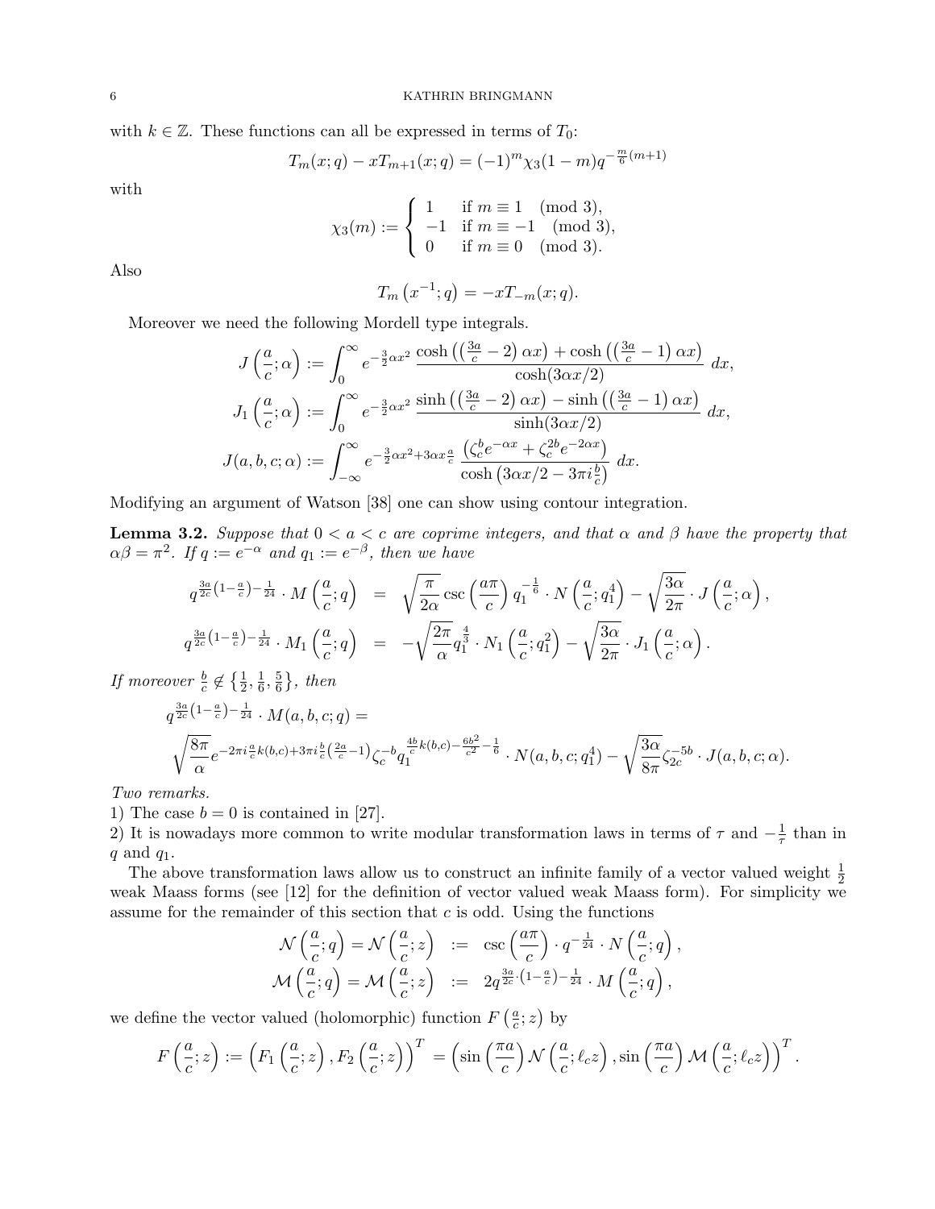with $k \in \mathbb{Z}$. These functions can all be expressed in terms of $T_0$:

$$T_m(x;q) - xT_{m+1}(x;q) = (-1)^m \chi_3(1-m) q^{-\frac{m}{6}(m+1)}$$

with

$$\chi_3(m) := \begin{cases} 1 & \text{if } m \equiv 1 \pmod 3, \\ -1 & \text{if } m \equiv -1 \pmod 3, \\ 0 & \text{if } m \equiv 0 \pmod 3. \end{cases}$$

Also

$$T_m\left(x^{-1};q\right) = -xT_{-m}(x;q).$$

Moreover we need the following Mordell type integrals.

$$J\left(\frac{a}{c};\alpha\right) := \int_0^\infty e^{-\frac{3}{2}\alpha x^2} \frac{\cosh\left(\left(\frac{3a}{c}-2\right)\alpha x\right) + \cosh\left(\left(\frac{3a}{c}-1\right)\alpha x\right)}{\cosh(3\alpha x/2)}\, dx,$$

$$J_1\left(\frac{a}{c};\alpha\right) := \int_0^\infty e^{-\frac{3}{2}\alpha x^2} \frac{\sinh\left(\left(\frac{3a}{c}-2\right)\alpha x\right) - \sinh\left(\left(\frac{3a}{c}-1\right)\alpha x\right)}{\sinh(3\alpha x/2)}\, dx,$$

$$J(a,b,c;\alpha) := \int_{-\infty}^\infty e^{-\frac{3}{2}\alpha x^2 + 3\alpha x\frac{a}{c}} \frac{\left(\zeta_c^b e^{-\alpha x} + \zeta_c^{2b} e^{-2\alpha x}\right)}{\cosh\left(3\alpha x/2 - 3\pi i \frac{b}{c}\right)}\, dx.$$

Modifying an argument of Watson [38] one can show using contour integration.

**Lemma 3.2.** *Suppose that $0 < a < c$ are coprime integers, and that $\alpha$ and $\beta$ have the property that $\alpha\beta = \pi^2$. If $q := e^{-\alpha}$ and $q_1 := e^{-\beta}$, then we have*

$$q^{\frac{3a}{2c}\left(1-\frac{a}{c}\right)-\frac{1}{24}} \cdot M\left(\frac{a}{c};q\right) = \sqrt{\frac{\pi}{2\alpha}} \csc\left(\frac{a\pi}{c}\right) q_1^{-\frac{1}{6}} \cdot N\left(\frac{a}{c};q_1^4\right) - \sqrt{\frac{3\alpha}{2\pi}} \cdot J\left(\frac{a}{c};\alpha\right),$$

$$q^{\frac{3a}{2c}\left(1-\frac{a}{c}\right)-\frac{1}{24}} \cdot M_1\left(\frac{a}{c};q\right) = -\sqrt{\frac{2\pi}{\alpha}} q_1^{\frac{4}{3}} \cdot N_1\left(\frac{a}{c};q_1^2\right) - \sqrt{\frac{3\alpha}{2\pi}} \cdot J_1\left(\frac{a}{c};\alpha\right).$$

*If moreover $\frac{b}{c} \not\in \left\{\frac{1}{2}, \frac{1}{6}, \frac{5}{6}\right\}$, then*

$$q^{\frac{3a}{2c}\left(1-\frac{a}{c}\right)-\frac{1}{24}} \cdot M(a,b,c;q) =$$
$$\sqrt{\frac{8\pi}{\alpha}} e^{-2\pi i \frac{a}{c} k(b,c) + 3\pi i \frac{b}{c}\left(\frac{2a}{c}-1\right)} \zeta_c^{-b} q_1^{\frac{4b}{c}k(b,c) - \frac{6b^2}{c^2} - \frac{1}{6}} \cdot N(a,b,c;q_1^4) - \sqrt{\frac{3\alpha}{8\pi}} \zeta_{2c}^{-5b} \cdot J(a,b,c;\alpha).$$

*Two remarks.*
1) The case $b = 0$ is contained in [27].
2) It is nowadays more common to write modular transformation laws in terms of $\tau$ and $-\frac{1}{\tau}$ than in $q$ and $q_1$.

The above transformation laws allow us to construct an infinite family of a vector valued weight $\frac{1}{2}$ weak Maass forms (see [12] for the definition of vector valued weak Maass form). For simplicity we assume for the remainder of this section that $c$ is odd. Using the functions

$$\mathcal{N}\left(\frac{a}{c};q\right) = \mathcal{N}\left(\frac{a}{c};z\right) := \csc\left(\frac{a\pi}{c}\right) \cdot q^{-\frac{1}{24}} \cdot N\left(\frac{a}{c};q\right),$$

$$\mathcal{M}\left(\frac{a}{c};q\right) = \mathcal{M}\left(\frac{a}{c};z\right) := 2q^{\frac{3a}{2c}\cdot\left(1-\frac{a}{c}\right)-\frac{1}{24}} \cdot M\left(\frac{a}{c};q\right),$$

we define the vector valued (holomorphic) function $F\left(\frac{a}{c};z\right)$ by

$$F\left(\frac{a}{c};z\right) := \left(F_1\left(\frac{a}{c};z\right), F_2\left(\frac{a}{c};z\right)\right)^T = \left(\sin\left(\frac{\pi a}{c}\right) \mathcal{N}\left(\frac{a}{c};\ell_c z\right), \sin\left(\frac{\pi a}{c}\right) \mathcal{M}\left(\frac{a}{c};\ell_c z\right)\right)^T.$$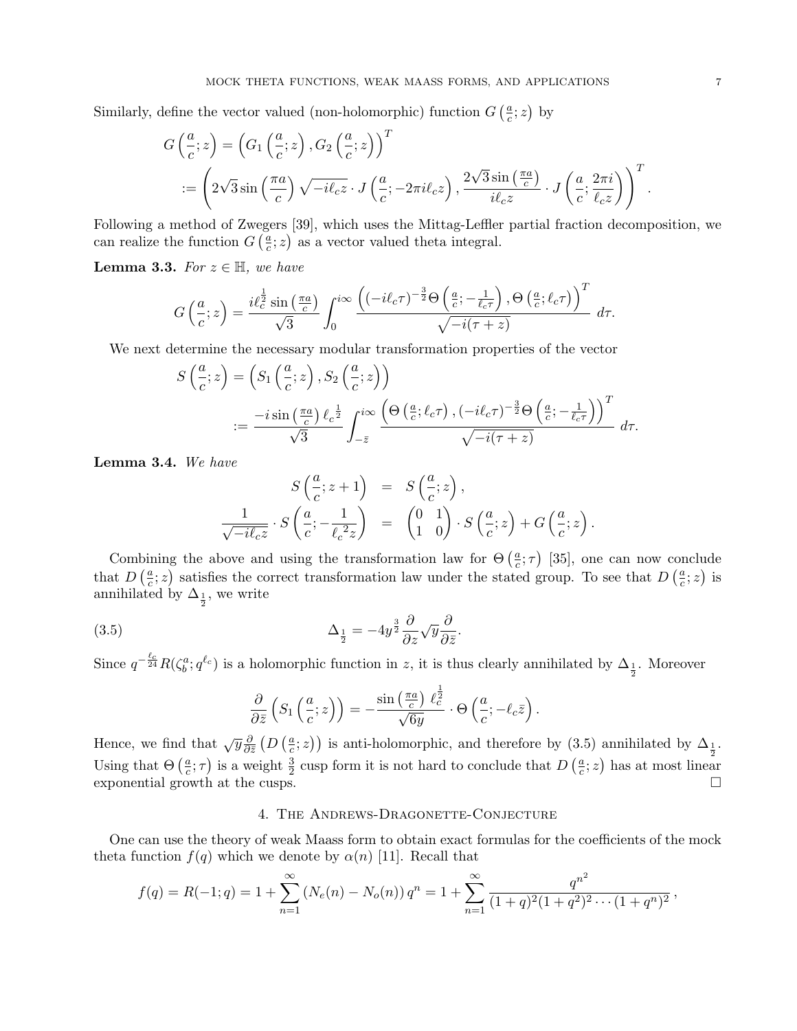Similarly, define the vector valued (non-holomorphic) function $G\left(\frac{a}{c};z\right)$ by

$$
\begin{aligned}
G\left(\frac{a}{c};z\right) &= \left(G_1\left(\frac{a}{c};z\right), G_2\left(\frac{a}{c};z\right)\right)^T \\
&:= \left(2\sqrt{3}\sin\left(\frac{\pi a}{c}\right)\sqrt{-i\ell_c z}\cdot J\left(\frac{a}{c};-2\pi i\ell_c z\right), \frac{2\sqrt{3}\sin\left(\frac{\pi a}{c}\right)}{i\ell_c z}\cdot J\left(\frac{a}{c};\frac{2\pi i}{\ell_c z}\right)\right)^T.
\end{aligned}
$$

Following a method of Zwegers [39], which uses the Mittag-Leffler partial fraction decomposition, we can realize the function $G\left(\frac{a}{c};z\right)$ as a vector valued theta integral.

**Lemma 3.3.** *For $z\in\mathbb{H}$, we have*

$$
G\left(\frac{a}{c};z\right) = \frac{i\ell_c^{\frac{1}{2}}\sin\left(\frac{\pi a}{c}\right)}{\sqrt{3}}\int_0^{i\infty}\frac{\left((-i\ell_c\tau)^{-\frac{3}{2}}\Theta\left(\frac{a}{c};-\frac{1}{\ell_c\tau}\right),\Theta\left(\frac{a}{c};\ell_c\tau\right)\right)^T}{\sqrt{-i(\tau+z)}}\ d\tau.
$$

We next determine the necessary modular transformation properties of the vector

$$
\begin{aligned}
S\left(\frac{a}{c};z\right) &= \left(S_1\left(\frac{a}{c};z\right), S_2\left(\frac{a}{c};z\right)\right) \\
&:= \frac{-i\sin\left(\frac{\pi a}{c}\right)\ell_c^{\frac{1}{2}}}{\sqrt{3}}\int_{-\bar{z}}^{i\infty}\frac{\left(\Theta\left(\frac{a}{c};\ell_c\tau\right),(-i\ell_c\tau)^{-\frac{3}{2}}\Theta\left(\frac{a}{c};-\frac{1}{\ell_c\tau}\right)\right)^T}{\sqrt{-i(\tau+z)}}\ d\tau.
\end{aligned}
$$

**Lemma 3.4.** *We have*

$$
\begin{aligned}
S\left(\frac{a}{c};z+1\right) &= S\left(\frac{a}{c};z\right), \\
\frac{1}{\sqrt{-i\ell_c z}}\cdot S\left(\frac{a}{c};-\frac{1}{{\ell_c}^2 z}\right) &= \begin{pmatrix}0&1\\1&0\end{pmatrix}\cdot S\left(\frac{a}{c};z\right) + G\left(\frac{a}{c};z\right).
\end{aligned}
$$

Combining the above and using the transformation law for $\Theta\left(\frac{a}{c};\tau\right)$ [35], one can now conclude that $D\left(\frac{a}{c};z\right)$ satisfies the correct transformation law under the stated group. To see that $D\left(\frac{a}{c};z\right)$ is annihilated by $\Delta_{\frac{1}{2}}$, we write

$$
\Delta_{\frac{1}{2}} = -4y^{\frac{3}{2}}\frac{\partial}{\partial z}\sqrt{y}\frac{\partial}{\partial\bar{z}}. \tag{3.5}
$$

Since $q^{-\frac{\ell_c}{24}}R(\zeta_b^a;q^{\ell_c})$ is a holomorphic function in $z$, it is thus clearly annihilated by $\Delta_{\frac{1}{2}}$. Moreover

$$
\frac{\partial}{\partial\bar{z}}\left(S_1\left(\frac{a}{c};z\right)\right) = -\frac{\sin\left(\frac{\pi a}{c}\right)\ell_c^{\frac{1}{2}}}{\sqrt{6y}}\cdot\Theta\left(\frac{a}{c};-\ell_c\bar{z}\right).
$$

Hence, we find that $\sqrt{y}\frac{\partial}{\partial\bar{z}}\left(D\left(\frac{a}{c};z\right)\right)$ is anti-holomorphic, and therefore by (3.5) annihilated by $\Delta_{\frac{1}{2}}$. Using that $\Theta\left(\frac{a}{c};\tau\right)$ is a weight $\frac{3}{2}$ cusp form it is not hard to conclude that $D\left(\frac{a}{c};z\right)$ has at most linear exponential growth at the cusps. □

## 4. The Andrews-Dragonette-Conjecture

One can use the theory of weak Maass form to obtain exact formulas for the coefficients of the mock theta function $f(q)$ which we denote by $\alpha(n)$ [11]. Recall that

$$
f(q) = R(-1;q) = 1+\sum_{n=1}^{\infty}\left(N_e(n)-N_o(n)\right)q^n = 1+\sum_{n=1}^{\infty}\frac{q^{n^2}}{(1+q)^2(1+q^2)^2\cdots(1+q^n)^2},
$$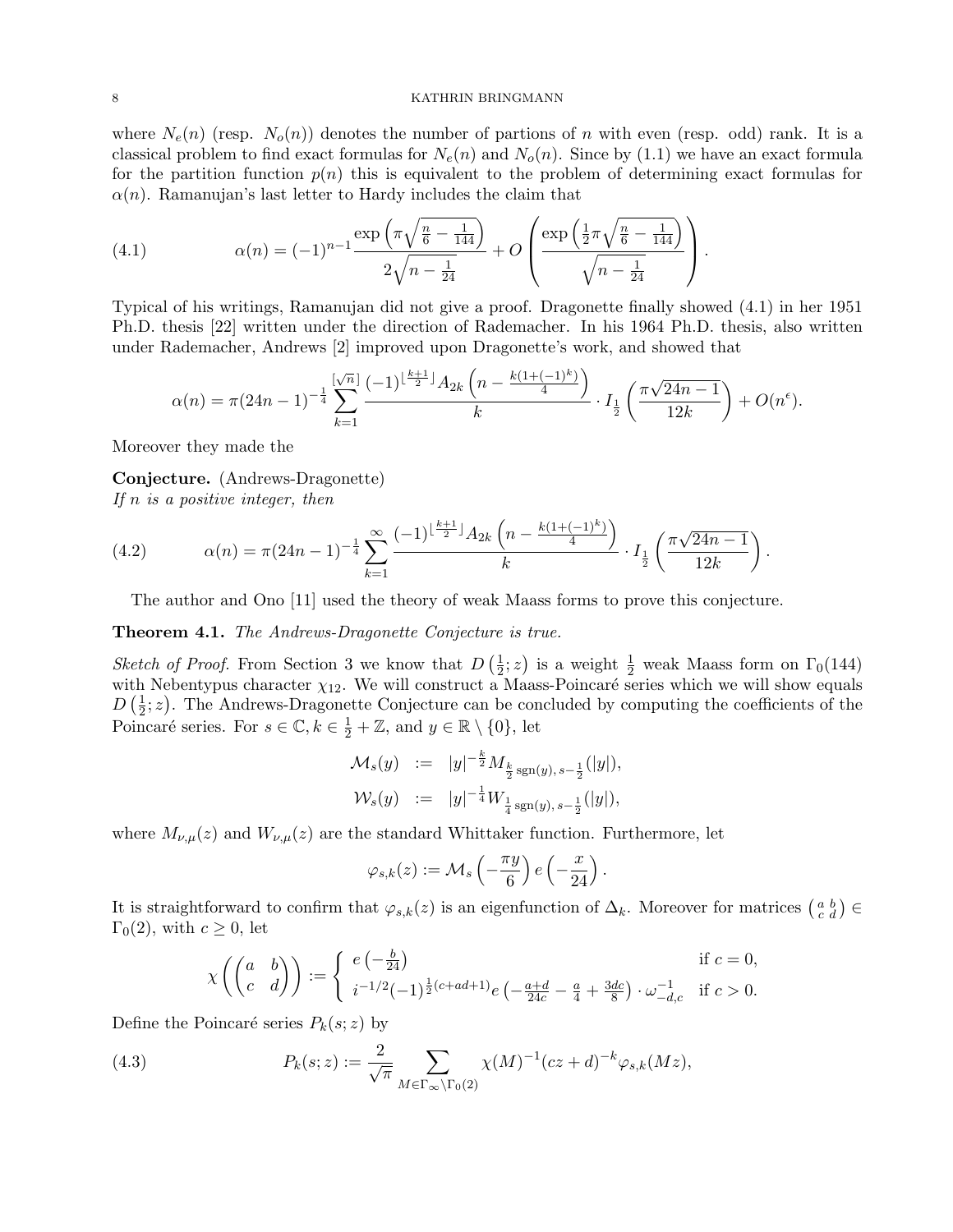where $N_e(n)$ (resp. $N_o(n)$) denotes the number of partions of $n$ with even (resp. odd) rank. It is a classical problem to find exact formulas for $N_e(n)$ and $N_o(n)$. Since by (1.1) we have an exact formula for the partition function $p(n)$ this is equivalent to the problem of determining exact formulas for $\alpha(n)$. Ramanujan's last letter to Hardy includes the claim that

$$\alpha(n) = (-1)^{n-1} \frac{\exp\left(\pi\sqrt{\frac{n}{6} - \frac{1}{144}}\right)}{2\sqrt{n - \frac{1}{24}}} + O\left(\frac{\exp\left(\frac{1}{2}\pi\sqrt{\frac{n}{6} - \frac{1}{144}}\right)}{\sqrt{n - \frac{1}{24}}}\right). \tag{4.1}$$

Typical of his writings, Ramanujan did not give a proof. Dragonette finally showed (4.1) in her 1951 Ph.D. thesis [22] written under the direction of Rademacher. In his 1964 Ph.D. thesis, also written under Rademacher, Andrews [2] improved upon Dragonette's work, and showed that

$$\alpha(n) = \pi(24n-1)^{-\frac{1}{4}} \sum_{k=1}^{[\sqrt{n}]} \frac{(-1)^{\lfloor \frac{k+1}{2} \rfloor} A_{2k}\left(n - \frac{k(1+(-1)^k)}{4}\right)}{k} \cdot I_{\frac{1}{2}}\left(\frac{\pi\sqrt{24n-1}}{12k}\right) + O(n^{\epsilon}).$$

Moreover they made the

**Conjecture.** (Andrews-Dragonette)
*If $n$ is a positive integer, then*

$$\alpha(n) = \pi(24n-1)^{-\frac{1}{4}} \sum_{k=1}^{\infty} \frac{(-1)^{\lfloor \frac{k+1}{2} \rfloor} A_{2k}\left(n - \frac{k(1+(-1)^k)}{4}\right)}{k} \cdot I_{\frac{1}{2}}\left(\frac{\pi\sqrt{24n-1}}{12k}\right). \tag{4.2}$$

The author and Ono [11] used the theory of weak Maass forms to prove this conjecture.

**Theorem 4.1.** *The Andrews-Dragonette Conjecture is true.*

*Sketch of Proof.* From Section 3 we know that $D\left(\frac{1}{2}; z\right)$ is a weight $\frac{1}{2}$ weak Maass form on $\Gamma_0(144)$ with Nebentypus character $\chi_{12}$. We will construct a Maass-Poincaré series which we will show equals $D\left(\frac{1}{2}; z\right)$. The Andrews-Dragonette Conjecture can be concluded by computing the coefficients of the Poincaré series. For $s \in \mathbb{C}, k \in \frac{1}{2} + \mathbb{Z}$, and $y \in \mathbb{R} \setminus \{0\}$, let

$$\begin{aligned}
\mathcal{M}_s(y) &:= |y|^{-\frac{k}{2}} M_{\frac{k}{2}\operatorname{sgn}(y),\, s-\frac{1}{2}}(|y|), \\
\mathcal{W}_s(y) &:= |y|^{-\frac{1}{4}} W_{\frac{1}{4}\operatorname{sgn}(y),\, s-\frac{1}{2}}(|y|),
\end{aligned}$$

where $M_{\nu,\mu}(z)$ and $W_{\nu,\mu}(z)$ are the standard Whittaker function. Furthermore, let

$$\varphi_{s,k}(z) := \mathcal{M}_s\left(-\frac{\pi y}{6}\right) e\left(-\frac{x}{24}\right).$$

It is straightforward to confirm that $\varphi_{s,k}(z)$ is an eigenfunction of $\Delta_k$. Moreover for matrices $\left(\begin{smallmatrix} a & b \\ c & d \end{smallmatrix}\right) \in \Gamma_0(2)$, with $c \geq 0$, let

$$\chi\left(\begin{pmatrix} a & b \\ c & d \end{pmatrix}\right) := \begin{cases} e\left(-\frac{b}{24}\right) & \text{if } c = 0, \\ i^{-1/2}(-1)^{\frac{1}{2}(c+ad+1)} e\left(-\frac{a+d}{24c} - \frac{a}{4} + \frac{3dc}{8}\right) \cdot \omega_{-d,c}^{-1} & \text{if } c > 0. \end{cases}$$

Define the Poincaré series $P_k(s; z)$ by

$$P_k(s; z) := \frac{2}{\sqrt{\pi}} \sum_{M \in \Gamma_\infty \backslash \Gamma_0(2)} \chi(M)^{-1}(cz+d)^{-k} \varphi_{s,k}(Mz), \tag{4.3}$$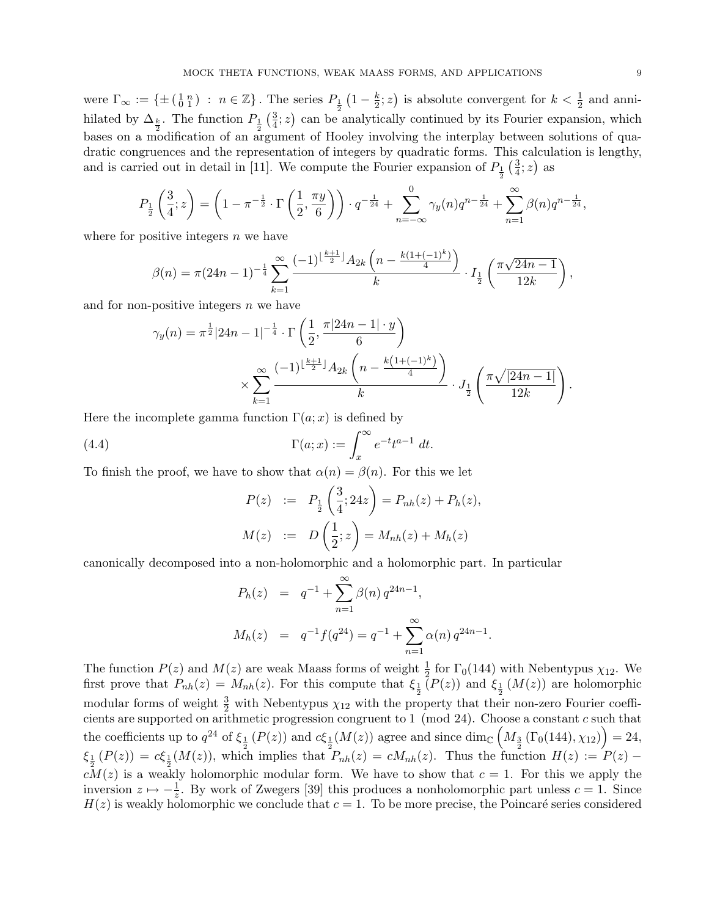were $\Gamma_\infty := \{\pm \left(\begin{smallmatrix} 1 & n \\ 0 & 1 \end{smallmatrix}\right) \,:\, n \in \mathbb{Z}\}$. The series $P_{\frac{1}{2}}\left(1-\frac{k}{2};z\right)$ is absolute convergent for $k<\frac{1}{2}$ and annihilated by $\Delta_{\frac{k}{2}}$. The function $P_{\frac{1}{2}}\left(\frac{3}{4};z\right)$ can be analytically continued by its Fourier expansion, which bases on a modification of an argument of Hooley involving the interplay between solutions of quadratic congruences and the representation of integers by quadratic forms. This calculation is lengthy, and is carried out in detail in [11]. We compute the Fourier expansion of $P_{\frac{1}{2}}\left(\frac{3}{4};z\right)$ as

$$P_{\frac{1}{2}}\left(\frac{3}{4};z\right) = \left(1-\pi^{-\frac{1}{2}}\cdot\Gamma\left(\frac{1}{2},\frac{\pi y}{6}\right)\right)\cdot q^{-\frac{1}{24}} + \sum_{n=-\infty}^{0}\gamma_y(n)q^{n-\frac{1}{24}} + \sum_{n=1}^{\infty}\beta(n)q^{n-\frac{1}{24}},$$

where for positive integers $n$ we have

$$\beta(n) = \pi(24n-1)^{-\frac{1}{4}}\sum_{k=1}^{\infty}\frac{(-1)^{\lfloor\frac{k+1}{2}\rfloor}A_{2k}\left(n-\frac{k(1+(-1)^k)}{4}\right)}{k}\cdot I_{\frac{1}{2}}\left(\frac{\pi\sqrt{24n-1}}{12k}\right),$$

and for non-positive integers $n$ we have

$$\begin{aligned}\gamma_y(n) = \pi^{\frac{1}{2}}|24n-1|^{-\frac{1}{4}}\cdot\Gamma\left(\frac{1}{2},\frac{\pi|24n-1|\cdot y}{6}\right)&\\ \times\sum_{k=1}^{\infty}\frac{(-1)^{\lfloor\frac{k+1}{2}\rfloor}A_{2k}\left(n-\frac{k\left(1+(-1)^k\right)}{4}\right)}{k}&\cdot J_{\frac{1}{2}}\left(\frac{\pi\sqrt{|24n-1|}}{12k}\right).\end{aligned}$$

Here the incomplete gamma function $\Gamma(a;x)$ is defined by

$$\Gamma(a;x) := \int_x^\infty e^{-t}t^{a-1}\,dt. \tag{4.4}$$

To finish the proof, we have to show that $\alpha(n)=\beta(n)$. For this we let

$$\begin{aligned}P(z) &:= P_{\frac{1}{2}}\left(\frac{3}{4};24z\right) = P_{nh}(z)+P_h(z),\\ M(z) &:= D\left(\frac{1}{2};z\right) = M_{nh}(z)+M_h(z)\end{aligned}$$

canonically decomposed into a non-holomorphic and a holomorphic part. In particular

$$\begin{aligned}P_h(z) &= q^{-1}+\sum_{n=1}^{\infty}\beta(n)\,q^{24n-1},\\ M_h(z) &= q^{-1}f(q^{24}) = q^{-1}+\sum_{n=1}^{\infty}\alpha(n)\,q^{24n-1}.\end{aligned}$$

The function $P(z)$ and $M(z)$ are weak Maass forms of weight $\frac{1}{2}$ for $\Gamma_0(144)$ with Nebentypus $\chi_{12}$. We first prove that $P_{nh}(z)=M_{nh}(z)$. For this compute that $\xi_{\frac{1}{2}}(P(z))$ and $\xi_{\frac{1}{2}}(M(z))$ are holomorphic modular forms of weight $\frac{3}{2}$ with Nebentypus $\chi_{12}$ with the property that their non-zero Fourier coefficients are supported on arithmetic progression congruent to $1 \pmod{24}$. Choose a constant $c$ such that the coefficients up to $q^{24}$ of $\xi_{\frac{1}{2}}(P(z))$ and $c\xi_{\frac{1}{2}}(M(z))$ agree and since $\dim_{\mathbb{C}}\left(M_{\frac{3}{2}}(\Gamma_0(144),\chi_{12})\right)=24$, $\xi_{\frac{1}{2}}(P(z)) = c\xi_{\frac{1}{2}}(M(z))$, which implies that $P_{nh}(z)=cM_{nh}(z)$. Thus the function $H(z):=P(z)-cM(z)$ is a weakly holomorphic modular form. We have to show that $c=1$. For this we apply the inversion $z\mapsto -\frac{1}{z}$. By work of Zwegers [39] this produces a nonholomorphic part unless $c=1$. Since $H(z)$ is weakly holomorphic we conclude that $c=1$. To be more precise, the Poincaré series considered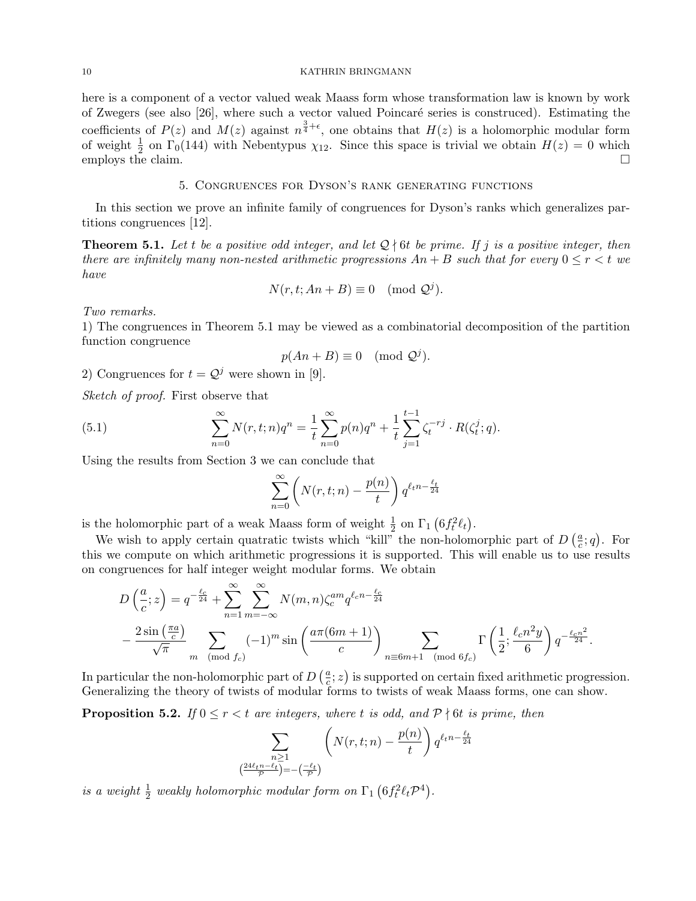here is a component of a vector valued weak Maass form whose transformation law is known by work of Zwegers (see also [26], where such a vector valued Poincaré series is construced). Estimating the coefficients of $P(z)$ and $M(z)$ against $n^{\frac{3}{4}+\epsilon}$, one obtains that $H(z)$ is a holomorphic modular form of weight $\frac{1}{2}$ on $\Gamma_0(144)$ with Nebentypus $\chi_{12}$. Since this space is trivial we obtain $H(z) = 0$ which employs the claim. $\square$

## 5. Congruences for Dyson's rank generating functions

In this section we prove an infinite family of congruences for Dyson's ranks which generalizes partitions congruences [12].

**Theorem 5.1.** *Let $t$ be a positive odd integer, and let $\mathcal{Q} \nmid 6t$ be prime. If $j$ is a positive integer, then there are infinitely many non-nested arithmetic progressions $An + B$ such that for every $0 \leq r < t$ we have*

$$N(r, t; An + B) \equiv 0 \pmod{\mathcal{Q}^j}.$$

*Two remarks.*
1) The congruences in Theorem 5.1 may be viewed as a combinatorial decomposition of the partition function congruence

$$p(An + B) \equiv 0 \pmod{\mathcal{Q}^j}.$$

2) Congruences for $t = \mathcal{Q}^j$ were shown in [9].

*Sketch of proof.* First observe that

$$\sum_{n=0}^{\infty} N(r, t; n) q^n = \frac{1}{t} \sum_{n=0}^{\infty} p(n) q^n + \frac{1}{t} \sum_{j=1}^{t-1} \zeta_t^{-rj} \cdot R(\zeta_t^j; q). \tag{5.1}$$

Using the results from Section 3 we can conclude that

$$\sum_{n=0}^{\infty} \left( N(r, t; n) - \frac{p(n)}{t} \right) q^{\ell_t n - \frac{\ell_t}{24}}$$

is the holomorphic part of a weak Maass form of weight $\frac{1}{2}$ on $\Gamma_1\left(6 f_t^2 \ell_t\right)$.

We wish to apply certain quatratic twists which "kill" the non-holomorphic part of $D\left(\frac{a}{c}; q\right)$. For this we compute on which arithmetic progressions it is supported. This will enable us to use results on congruences for half integer weight modular forms. We obtain

$$\begin{aligned}
D\left(\frac{a}{c}; z\right) &= q^{-\frac{\ell_c}{24}} + \sum_{n=1}^{\infty} \sum_{m=-\infty}^{\infty} N(m, n) \zeta_c^{am} q^{\ell_c n - \frac{\ell_c}{24}} \\
&- \frac{2 \sin\left(\frac{\pi a}{c}\right)}{\sqrt{\pi}} \sum_{m \pmod{f_c}} (-1)^m \sin\left(\frac{a\pi(6m+1)}{c}\right) \sum_{n \equiv 6m+1 \pmod{6 f_c}} \Gamma\left(\frac{1}{2}; \frac{\ell_c n^2 y}{6}\right) q^{-\frac{\ell_c n^2}{24}}.
\end{aligned}$$

In particular the non-holomorphic part of $D\left(\frac{a}{c}; z\right)$ is supported on certain fixed arithmetic progression. Generalizing the theory of twists of modular forms to twists of weak Maass forms, one can show.

**Proposition 5.2.** *If $0 \leq r < t$ are integers, where $t$ is odd, and $\mathcal{P} \nmid 6t$ is prime, then*

$$\sum_{\substack{n \geq 1 \\ \left(\frac{24\ell_t n - \ell_t}{\mathcal{P}}\right) = -\left(\frac{-\ell_t}{\mathcal{P}}\right)}} \left( N(r, t; n) - \frac{p(n)}{t} \right) q^{\ell_t n - \frac{\ell_t}{24}}$$

*is a weight $\frac{1}{2}$ weakly holomorphic modular form on $\Gamma_1\left(6 f_t^2 \ell_t \mathcal{P}^4\right)$.*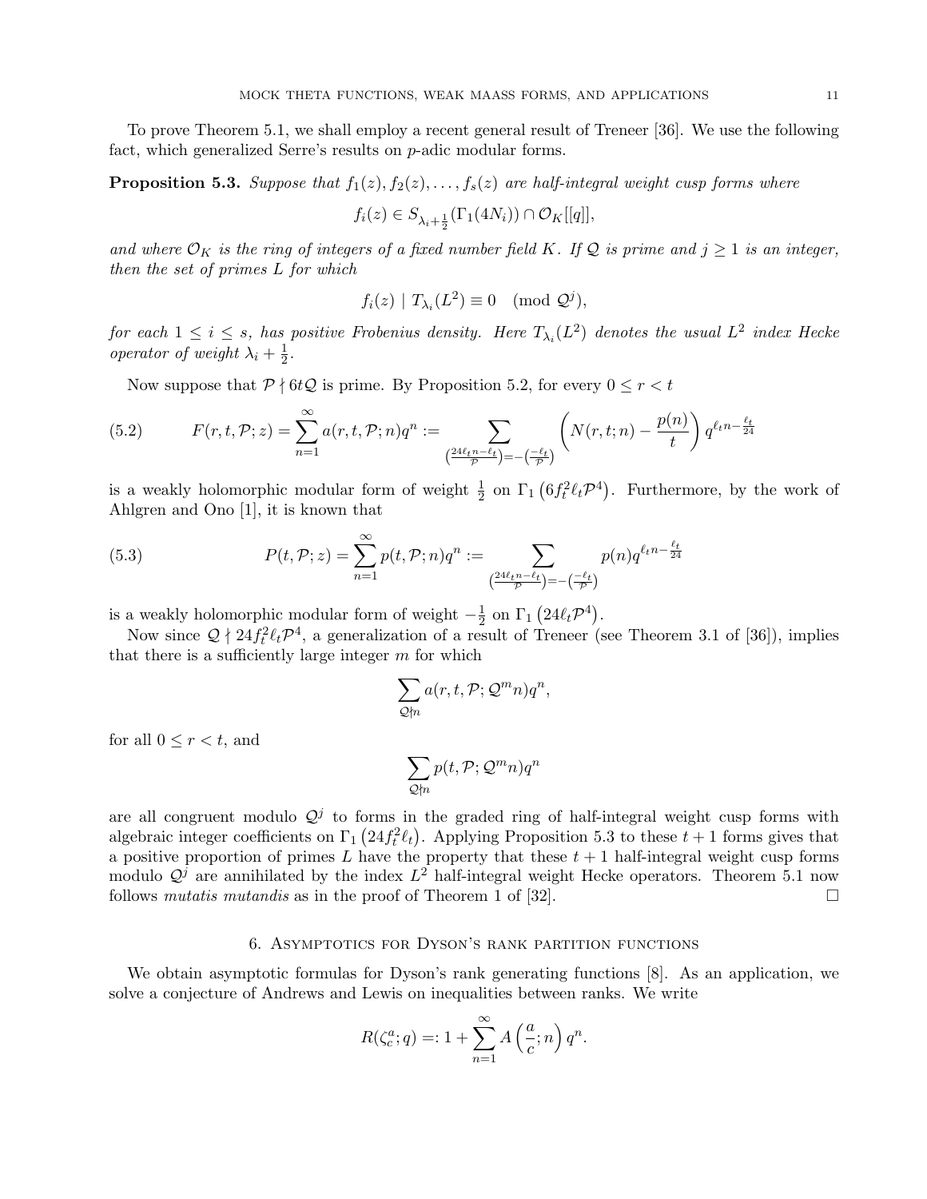To prove Theorem 5.1, we shall employ a recent general result of Treneer [36]. We use the following fact, which generalized Serre's results on $p$-adic modular forms.

**Proposition 5.3.** *Suppose that $f_1(z), f_2(z), \ldots, f_s(z)$ are half-integral weight cusp forms where*

$$f_i(z) \in S_{\lambda_i+\frac{1}{2}}(\Gamma_1(4N_i)) \cap \mathcal{O}_K[[q]],$$

*and where $\mathcal{O}_K$ is the ring of integers of a fixed number field $K$. If $\mathcal{Q}$ is prime and $j \geq 1$ is an integer, then the set of primes $L$ for which*

$$f_i(z) \mid T_{\lambda_i}(L^2) \equiv 0 \pmod{\mathcal{Q}^j},$$

*for each $1 \leq i \leq s$, has positive Frobenius density. Here $T_{\lambda_i}(L^2)$ denotes the usual $L^2$ index Hecke operator of weight $\lambda_i + \frac{1}{2}$.*

Now suppose that $\mathcal{P} \nmid 6t\mathcal{Q}$ is prime. By Proposition 5.2, for every $0 \leq r < t$

$$F(r,t,\mathcal{P};z) = \sum_{n=1}^{\infty} a(r,t,\mathcal{P};n)q^n := \sum_{\left(\frac{24\ell_t n-\ell_t}{\mathcal{P}}\right)=-\left(\frac{-\ell_t}{\mathcal{P}}\right)} \left(N(r,t;n) - \frac{p(n)}{t}\right) q^{\ell_t n - \frac{\ell_t}{24}} \tag{5.2}$$

is a weakly holomorphic modular form of weight $\frac{1}{2}$ on $\Gamma_1\left(6f_t^2\ell_t\mathcal{P}^4\right)$. Furthermore, by the work of Ahlgren and Ono [1], it is known that

$$P(t,\mathcal{P};z) = \sum_{n=1}^{\infty} p(t,\mathcal{P};n)q^n := \sum_{\left(\frac{24\ell_t n-\ell_t}{\mathcal{P}}\right)=-\left(\frac{-\ell_t}{\mathcal{P}}\right)} p(n) q^{\ell_t n - \frac{\ell_t}{24}} \tag{5.3}$$

is a weakly holomorphic modular form of weight $-\frac{1}{2}$ on $\Gamma_1\left(24\ell_t\mathcal{P}^4\right)$.

Now since $\mathcal{Q} \nmid 24f_t^2\ell_t\mathcal{P}^4$, a generalization of a result of Treneer (see Theorem 3.1 of [36]), implies that there is a sufficiently large integer $m$ for which

$$\sum_{\mathcal{Q}\nmid n} a(r,t,\mathcal{P};\mathcal{Q}^m n)q^n,$$

for all $0 \leq r < t$, and

$$\sum_{\mathcal{Q}\nmid n} p(t,\mathcal{P};\mathcal{Q}^m n)q^n$$

are all congruent modulo $\mathcal{Q}^j$ to forms in the graded ring of half-integral weight cusp forms with algebraic integer coefficients on $\Gamma_1\left(24f_t^2\ell_t\right)$. Applying Proposition 5.3 to these $t+1$ forms gives that a positive proportion of primes $L$ have the property that these $t+1$ half-integral weight cusp forms modulo $\mathcal{Q}^j$ are annihilated by the index $L^2$ half-integral weight Hecke operators. Theorem 5.1 now follows *mutatis mutandis* as in the proof of Theorem 1 of [32]. $\square$

## 6. Asymptotics for Dyson's rank partition functions

We obtain asymptotic formulas for Dyson's rank generating functions [8]. As an application, we solve a conjecture of Andrews and Lewis on inequalities between ranks. We write

$$R(\zeta_c^a;q) =: 1 + \sum_{n=1}^{\infty} A\left(\frac{a}{c};n\right)q^n.$$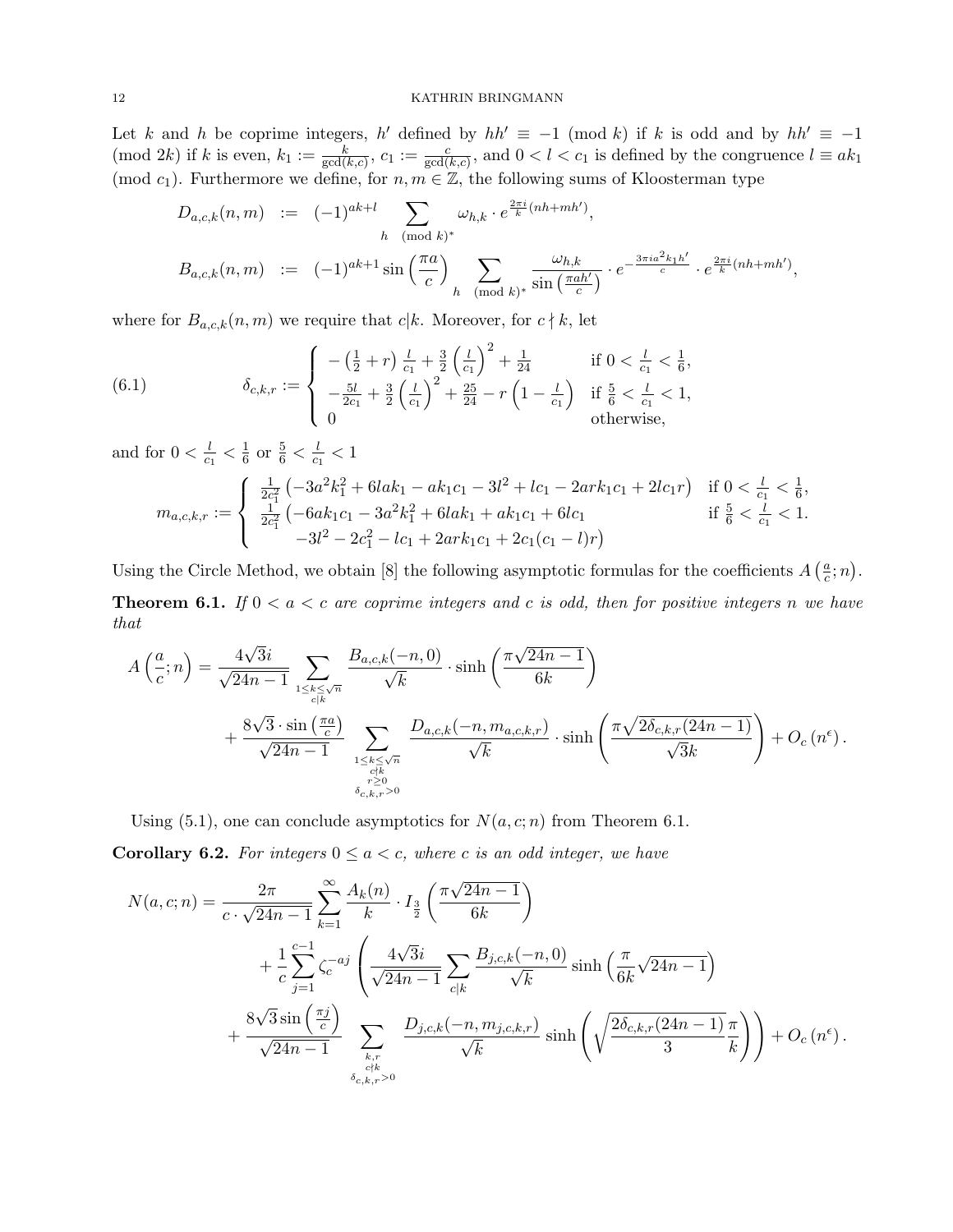Let $k$ and $h$ be coprime integers, $h'$ defined by $hh' \equiv -1 \pmod{k}$ if $k$ is odd and by $hh' \equiv -1 \pmod{2k}$ if $k$ is even, $k_1 := \frac{k}{\gcd(k,c)}$, $c_1 := \frac{c}{\gcd(k,c)}$, and $0 < l < c_1$ is defined by the congruence $l \equiv ak_1 \pmod{c_1}$. Furthermore we define, for $n, m \in \mathbb{Z}$, the following sums of Kloosterman type

$$
\begin{aligned}
D_{a,c,k}(n,m) &:= (-1)^{ak+l} \sum_{h \pmod{k}^*} \omega_{h,k} \cdot e^{\frac{2\pi i}{k}(nh+mh')}, \\
B_{a,c,k}(n,m) &:= (-1)^{ak+1} \sin\left(\frac{\pi a}{c}\right) \sum_{h \pmod{k}^*} \frac{\omega_{h,k}}{\sin\left(\frac{\pi a h'}{c}\right)} \cdot e^{-\frac{3\pi i a^2 k_1 h'}{c}} \cdot e^{\frac{2\pi i}{k}(nh+mh')},
\end{aligned}
$$

where for $B_{a,c,k}(n,m)$ we require that $c|k$. Moreover, for $c \nmid k$, let

$$
\delta_{c,k,r} := \begin{cases} -\left(\frac{1}{2}+r\right)\frac{l}{c_1} + \frac{3}{2}\left(\frac{l}{c_1}\right)^2 + \frac{1}{24} & \text{if } 0 < \frac{l}{c_1} < \frac{1}{6}, \\ -\frac{5l}{2c_1} + \frac{3}{2}\left(\frac{l}{c_1}\right)^2 + \frac{25}{24} - r\left(1 - \frac{l}{c_1}\right) & \text{if } \frac{5}{6} < \frac{l}{c_1} < 1, \\ 0 & \text{otherwise,} \end{cases} \tag{6.1}
$$

and for $0 < \frac{l}{c_1} < \frac{1}{6}$ or $\frac{5}{6} < \frac{l}{c_1} < 1$

$$
m_{a,c,k,r} := \begin{cases} \frac{1}{2c_1^2}\left(-3a^2k_1^2 + 6lak_1 - ak_1c_1 - 3l^2 + lc_1 - 2ark_1c_1 + 2lc_1r\right) & \text{if } 0 < \frac{l}{c_1} < \frac{1}{6}, \\ \frac{1}{2c_1^2}\big(-6ak_1c_1 - 3a^2k_1^2 + 6lak_1 + ak_1c_1 + 6lc_1 & \text{if } \frac{5}{6} < \frac{l}{c_1} < 1. \\ \qquad -3l^2 - 2c_1^2 - lc_1 + 2ark_1c_1 + 2c_1(c_1-l)r\big) & \end{cases}
$$

Using the Circle Method, we obtain [8] the following asymptotic formulas for the coefficients $A\left(\frac{a}{c};n\right)$.

**Theorem 6.1.** *If $0 < a < c$ are coprime integers and $c$ is odd, then for positive integers $n$ we have that*

$$
\begin{aligned}
A\left(\frac{a}{c};n\right) = &\frac{4\sqrt{3}i}{\sqrt{24n-1}} \sum_{\substack{1 \le k \le \sqrt{n} \\ c|k}} \frac{B_{a,c,k}(-n,0)}{\sqrt{k}} \cdot \sinh\left(\frac{\pi\sqrt{24n-1}}{6k}\right) \\
&+ \frac{8\sqrt{3}\cdot\sin\left(\frac{\pi a}{c}\right)}{\sqrt{24n-1}} \sum_{\substack{1 \le k \le \sqrt{n} \\ c\nmid k \\ r \ge 0 \\ \delta_{c,k,r} > 0}} \frac{D_{a,c,k}(-n, m_{a,c,k,r})}{\sqrt{k}} \cdot \sinh\left(\frac{\pi\sqrt{2\delta_{c,k,r}(24n-1)}}{\sqrt{3}k}\right) + O_c\left(n^{\epsilon}\right).
\end{aligned}
$$

Using (5.1), one can conclude asymptotics for $N(a,c;n)$ from Theorem 6.1.

**Corollary 6.2.** *For integers $0 \le a < c$, where $c$ is an odd integer, we have*

$$
\begin{aligned}
N(a,c;n) = &\frac{2\pi}{c\cdot\sqrt{24n-1}} \sum_{k=1}^{\infty} \frac{A_k(n)}{k} \cdot I_{\frac{3}{2}}\left(\frac{\pi\sqrt{24n-1}}{6k}\right) \\
&+ \frac{1}{c}\sum_{j=1}^{c-1} \zeta_c^{-aj} \left( \frac{4\sqrt{3}i}{\sqrt{24n-1}} \sum_{c|k} \frac{B_{j,c,k}(-n,0)}{\sqrt{k}} \sinh\left(\frac{\pi}{6k}\sqrt{24n-1}\right) \right. \\
&\left. + \frac{8\sqrt{3}\sin\left(\frac{\pi j}{c}\right)}{\sqrt{24n-1}} \sum_{\substack{k,r \\ c\nmid k \\ \delta_{c,k,r}>0}} \frac{D_{j,c,k}(-n, m_{j,c,k,r})}{\sqrt{k}} \sinh\left(\sqrt{\frac{2\delta_{c,k,r}(24n-1)}{3}}\frac{\pi}{k}\right)\right) + O_c\left(n^{\epsilon}\right).
\end{aligned}
$$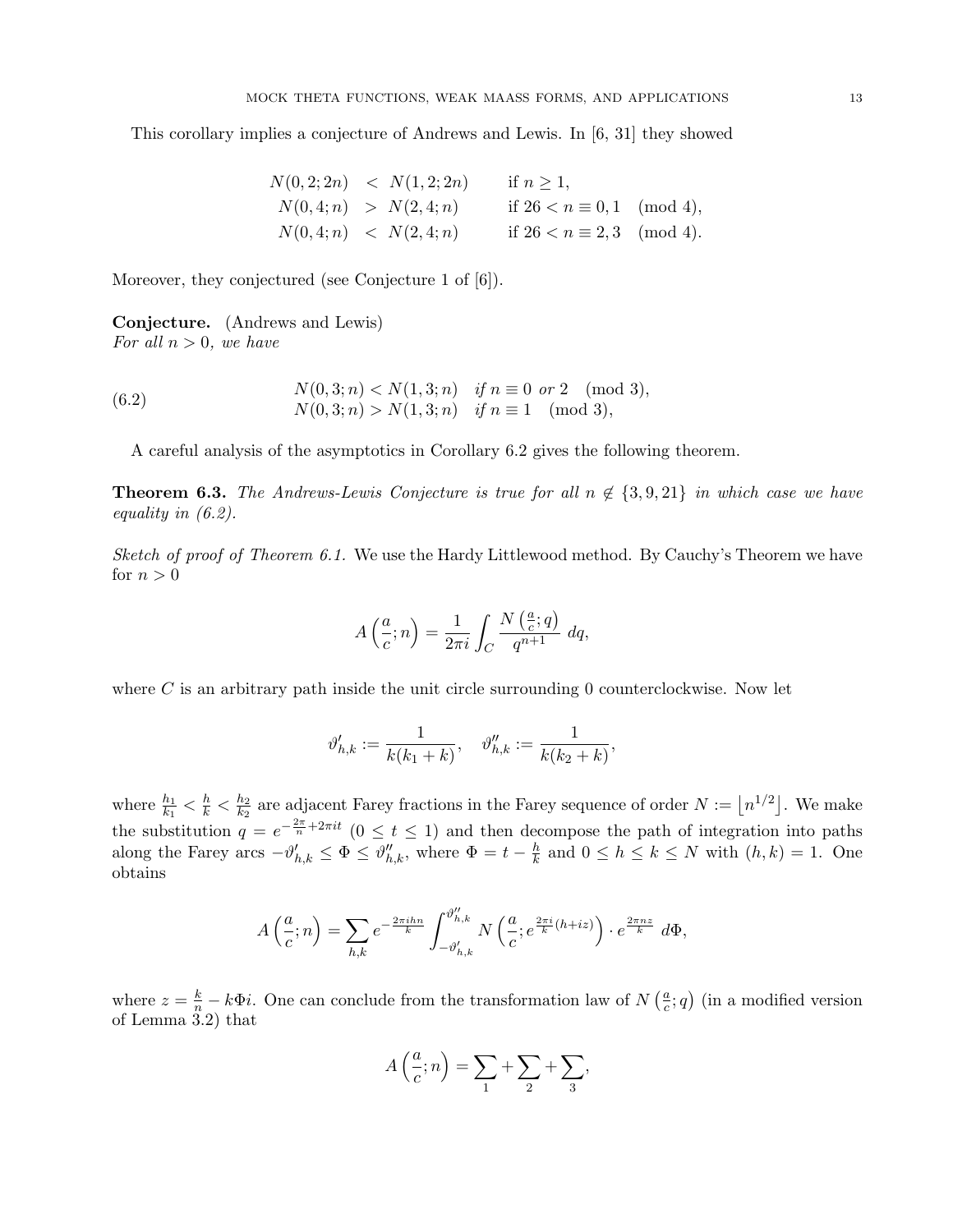This corollary implies a conjecture of Andrews and Lewis. In [6, 31] they showed

$$
\begin{aligned}
N(0,2;2n) &< N(1,2;2n) && \text{if } n \geq 1,\\
N(0,4;n) &> N(2,4;n) && \text{if } 26 < n \equiv 0,1 \pmod 4,\\
N(0,4;n) &< N(2,4;n) && \text{if } 26 < n \equiv 2,3 \pmod 4.
\end{aligned}
$$

Moreover, they conjectured (see Conjecture 1 of [6]).

**Conjecture.** (Andrews and Lewis)
*For all $n > 0$, we have*

$$
\begin{aligned}
N(0,3;n) &< N(1,3;n) \quad \text{if } n \equiv 0 \text{ or } 2 \pmod 3,\\
N(0,3;n) &> N(1,3;n) \quad \text{if } n \equiv 1 \pmod 3,
\end{aligned}
\tag{6.2}
$$

A careful analysis of the asymptotics in Corollary 6.2 gives the following theorem.

**Theorem 6.3.** *The Andrews-Lewis Conjecture is true for all $n \notin \{3, 9, 21\}$ in which case we have equality in (6.2).*

*Sketch of proof of Theorem 6.1.* We use the Hardy Littlewood method. By Cauchy's Theorem we have for $n > 0$

$$
A\left(\frac{a}{c};n\right) = \frac{1}{2\pi i}\int_C \frac{N\left(\frac{a}{c};q\right)}{q^{n+1}}\, dq,
$$

where $C$ is an arbitrary path inside the unit circle surrounding 0 counterclockwise. Now let

$$
\vartheta'_{h,k} := \frac{1}{k(k_1+k)}, \quad \vartheta''_{h,k} := \frac{1}{k(k_2+k)},
$$

where $\frac{h_1}{k_1} < \frac{h}{k} < \frac{h_2}{k_2}$ are adjacent Farey fractions in the Farey sequence of order $N := \lfloor n^{1/2} \rfloor$. We make the substitution $q = e^{-\frac{2\pi}{n} + 2\pi i t}$ $(0 \leq t \leq 1)$ and then decompose the path of integration into paths along the Farey arcs $-\vartheta'_{h,k} \leq \Phi \leq \vartheta''_{h,k}$, where $\Phi = t - \frac{h}{k}$ and $0 \leq h \leq k \leq N$ with $(h,k) = 1$. One obtains

$$
A\left(\frac{a}{c};n\right) = \sum_{h,k} e^{-\frac{2\pi i h n}{k}} \int_{-\vartheta'_{h,k}}^{\vartheta''_{h,k}} N\left(\frac{a}{c}; e^{\frac{2\pi i}{k}(h+iz)}\right) \cdot e^{\frac{2\pi n z}{k}}\, d\Phi,
$$

where $z = \frac{k}{n} - k\Phi i$. One can conclude from the transformation law of $N\left(\frac{a}{c};q\right)$ (in a modified version of Lemma 3.2) that

$$
A\left(\frac{a}{c};n\right) = \sum_1 + \sum_2 + \sum_3,
$$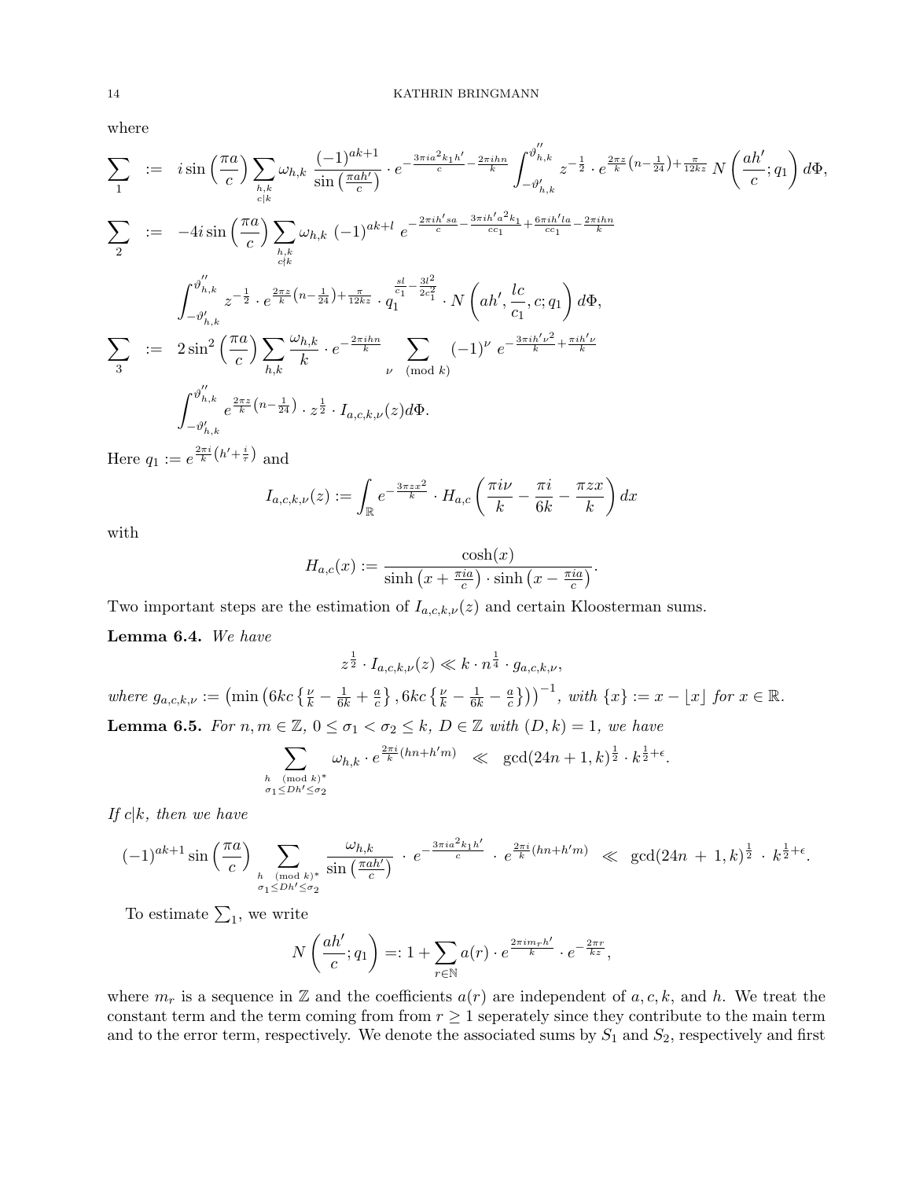where

$$\sum_1 := i\sin\left(\frac{\pi a}{c}\right)\sum_{\substack{h,k\\ c|k}}\omega_{h,k}\,\frac{(-1)^{ak+1}}{\sin\left(\frac{\pi a h'}{c}\right)}\cdot e^{-\frac{3\pi i a^2 k_1 h'}{c}-\frac{2\pi i h n}{k}}\int_{-\vartheta'_{h,k}}^{\vartheta''_{h,k}} z^{-\frac{1}{2}}\cdot e^{\frac{2\pi z}{k}\left(n-\frac{1}{24}\right)+\frac{\pi}{12kz}}\,N\left(\frac{ah'}{c};q_1\right)d\Phi,$$

$$\sum_2 := -4i\sin\left(\frac{\pi a}{c}\right)\sum_{\substack{h,k\\ c\nmid k}}\omega_{h,k}\,(-1)^{ak+l}\,e^{-\frac{2\pi i h' s a}{c}-\frac{3\pi i h' a^2 k_1}{cc_1}+\frac{6\pi i h' l a}{cc_1}-\frac{2\pi i h n}{k}}$$

$$\int_{-\vartheta'_{h,k}}^{\vartheta''_{h,k}} z^{-\frac{1}{2}}\cdot e^{\frac{2\pi z}{k}\left(n-\frac{1}{24}\right)+\frac{\pi}{12kz}}\cdot q_1^{\frac{sl}{c_1}-\frac{3l^2}{2c_1^2}}\cdot N\left(ah',\frac{lc}{c_1},c;q_1\right)d\Phi,$$

$$\sum_3 := 2\sin^2\left(\frac{\pi a}{c}\right)\sum_{h,k}\frac{\omega_{h,k}}{k}\cdot e^{-\frac{2\pi i h n}{k}}\sum_{\nu \pmod k}(-1)^{\nu}\,e^{-\frac{3\pi i h'\nu^2}{k}+\frac{\pi i h'\nu}{k}}$$

$$\int_{-\vartheta'_{h,k}}^{\vartheta''_{h,k}} e^{\frac{2\pi z}{k}\left(n-\frac{1}{24}\right)}\cdot z^{\frac{1}{2}}\cdot I_{a,c,k,\nu}(z)d\Phi.$$

Here $q_1 := e^{\frac{2\pi i}{k}\left(h'+\frac{i}{z}\right)}$ and

$$I_{a,c,k,\nu}(z) := \int_{\mathbb{R}} e^{-\frac{3\pi z x^2}{k}}\cdot H_{a,c}\left(\frac{\pi i\nu}{k}-\frac{\pi i}{6k}-\frac{\pi z x}{k}\right)dx$$

with

$$H_{a,c}(x) := \frac{\cosh(x)}{\sinh\left(x+\frac{\pi i a}{c}\right)\cdot\sinh\left(x-\frac{\pi i a}{c}\right)}.$$

Two important steps are the estimation of $I_{a,c,k,\nu}(z)$ and certain Kloosterman sums.

**Lemma 6.4.** *We have*

$$z^{\frac{1}{2}}\cdot I_{a,c,k,\nu}(z)\ll k\cdot n^{\frac{1}{4}}\cdot g_{a,c,k,\nu},$$

*where* $g_{a,c,k,\nu} := \left(\min\left(6kc\left\{\frac{\nu}{k}-\frac{1}{6k}+\frac{a}{c}\right\},6kc\left\{\frac{\nu}{k}-\frac{1}{6k}-\frac{a}{c}\right\}\right)\right)^{-1}$, *with* $\{x\} := x-\lfloor x\rfloor$ *for* $x\in\mathbb{R}$.

**Lemma 6.5.** *For* $n,m\in\mathbb{Z}$, $0\le\sigma_1<\sigma_2\le k$, $D\in\mathbb{Z}$ *with* $(D,k)=1$, *we have*

$$\sum_{\substack{h \pmod k^*\\ \sigma_1\le Dh'\le\sigma_2}}\omega_{h,k}\cdot e^{\frac{2\pi i}{k}(hn+h'm)}\ll \gcd(24n+1,k)^{\frac{1}{2}}\cdot k^{\frac{1}{2}+\epsilon}.$$

*If* $c|k$, *then we have*

$$(-1)^{ak+1}\sin\left(\frac{\pi a}{c}\right)\sum_{\substack{h \pmod k^*\\ \sigma_1\le Dh'\le\sigma_2}}\frac{\omega_{h,k}}{\sin\left(\frac{\pi a h'}{c}\right)}\cdot e^{-\frac{3\pi i a^2 k_1 h'}{c}}\cdot e^{\frac{2\pi i}{k}(hn+h'm)}\ll \gcd(24n+1,k)^{\frac{1}{2}}\cdot k^{\frac{1}{2}+\epsilon}.$$

To estimate $\sum_1$, we write

$$N\left(\frac{ah'}{c};q_1\right)=:1+\sum_{r\in\mathbb{N}}a(r)\cdot e^{\frac{2\pi i m_r h'}{k}}\cdot e^{-\frac{2\pi r}{kz}},$$

where $m_r$ is a sequence in $\mathbb{Z}$ and the coefficients $a(r)$ are independent of $a, c, k$, and $h$. We treat the constant term and the term coming from from $r\ge 1$ seperately since they contribute to the main term and to the error term, respectively. We denote the associated sums by $S_1$ and $S_2$, respectively and first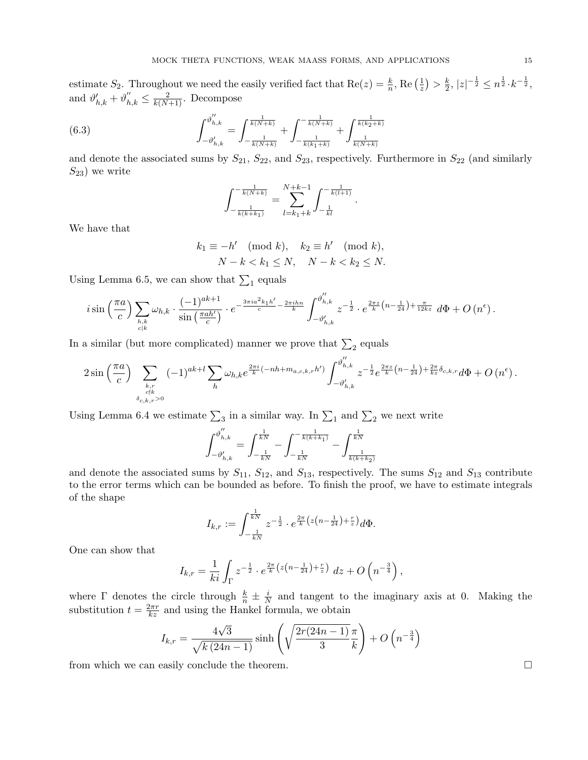estimate $S_2$. Throughout we need the easily verified fact that $\mathrm{Re}(z) = \frac{k}{n}$, $\mathrm{Re}\left(\frac{1}{z}\right) > \frac{k}{2}$, $|z|^{-\frac{1}{2}} \leq n^{\frac{1}{2}} \cdot k^{-\frac{1}{2}}$, and $\vartheta'_{h,k} + \vartheta''_{h,k} \leq \frac{2}{k(N+1)}$. Decompose

$$\int_{-\vartheta'_{h,k}}^{\vartheta''_{h,k}} = \int_{-\frac{1}{k(N+k)}}^{\frac{1}{k(N+k)}} + \int_{-\frac{1}{k(k_1+k)}}^{-\frac{1}{k(N+k)}} + \int_{\frac{1}{k(N+k)}}^{\frac{1}{k(k_2+k)}} \tag{6.3}$$

and denote the associated sums by $S_{21}$, $S_{22}$, and $S_{23}$, respectively. Furthermore in $S_{22}$ (and similarly $S_{23}$) we write

$$\int_{-\frac{1}{k(k+k_1)}}^{-\frac{1}{k(N+k)}} = \sum_{l=k_1+k}^{N+k-1} \int_{-\frac{1}{kl}}^{-\frac{1}{k(l+1)}}.$$

We have that

$$k_1 \equiv -h' \pmod{k}, \quad k_2 \equiv h' \pmod{k},$$
$$N-k < k_1 \leq N, \quad N-k < k_2 \leq N.$$

Using Lemma 6.5, we can show that $\sum_1$ equals

$$i \sin\left(\frac{\pi a}{c}\right) \sum_{\substack{h,k \\ c|k}} \omega_{h,k} \cdot \frac{(-1)^{ak+1}}{\sin\left(\frac{\pi a h'}{c}\right)} \cdot e^{-\frac{3\pi i a^2 k_1 h'}{c} - \frac{2\pi i h n}{k}} \int_{-\vartheta'_{h,k}}^{\vartheta''_{h,k}} z^{-\frac{1}{2}} \cdot e^{\frac{2\pi z}{k}\left(n - \frac{1}{24}\right) + \frac{\pi}{12kz}} \, d\Phi + O\left(n^{\epsilon}\right).$$

In a similar (but more complicated) manner we prove that $\sum_2$ equals

$$2 \sin\left(\frac{\pi a}{c}\right) \sum_{\substack{k,r \\ c\nmid k \\ \delta_{c,k,r}>0}} (-1)^{ak+l} \sum_{h} \omega_{h,k} e^{\frac{2\pi i}{k}(-nh + m_{a,c,k,r}h')} \int_{-\vartheta'_{h,k}}^{\vartheta''_{h,k}} z^{-\frac{1}{2}} e^{\frac{2\pi z}{k}\left(n - \frac{1}{24}\right) + \frac{2\pi}{kz}\delta_{c,k,r}} d\Phi + O\left(n^{\epsilon}\right).$$

Using Lemma 6.4 we estimate $\sum_3$ in a similar way. In $\sum_1$ and $\sum_2$ we next write

$$\int_{-\vartheta'_{h,k}}^{\vartheta''_{h,k}} = \int_{-\frac{1}{kN}}^{\frac{1}{kN}} - \int_{-\frac{1}{kN}}^{-\frac{1}{k(k+k_1)}} - \int_{\frac{1}{k(k+k_2)}}^{\frac{1}{kN}}$$

and denote the associated sums by $S_{11}$, $S_{12}$, and $S_{13}$, respectively. The sums $S_{12}$ and $S_{13}$ contribute to the error terms which can be bounded as before. To finish the proof, we have to estimate integrals of the shape

$$I_{k,r} := \int_{-\frac{1}{kN}}^{\frac{1}{kN}} z^{-\frac{1}{2}} \cdot e^{\frac{2\pi}{k}\left(z\left(n - \frac{1}{24}\right) + \frac{r}{z}\right)} d\Phi.$$

One can show that

$$I_{k,r} = \frac{1}{ki} \int_{\Gamma} z^{-\frac{1}{2}} \cdot e^{\frac{2\pi}{k}\left(z\left(n - \frac{1}{24}\right) + \frac{r}{z}\right)} \, dz + O\left(n^{-\frac{3}{4}}\right),$$

where $\Gamma$ denotes the circle through $\frac{k}{n} \pm \frac{i}{N}$ and tangent to the imaginary axis at 0. Making the substitution $t = \frac{2\pi r}{kz}$ and using the Hankel formula, we obtain

$$I_{k,r} = \frac{4\sqrt{3}}{\sqrt{k\,(24n-1)}} \sinh\left(\sqrt{\frac{2r(24n-1)}{3}} \frac{\pi}{k}\right) + O\left(n^{-\frac{3}{4}}\right)$$

from which we can easily conclude the theorem. $\square$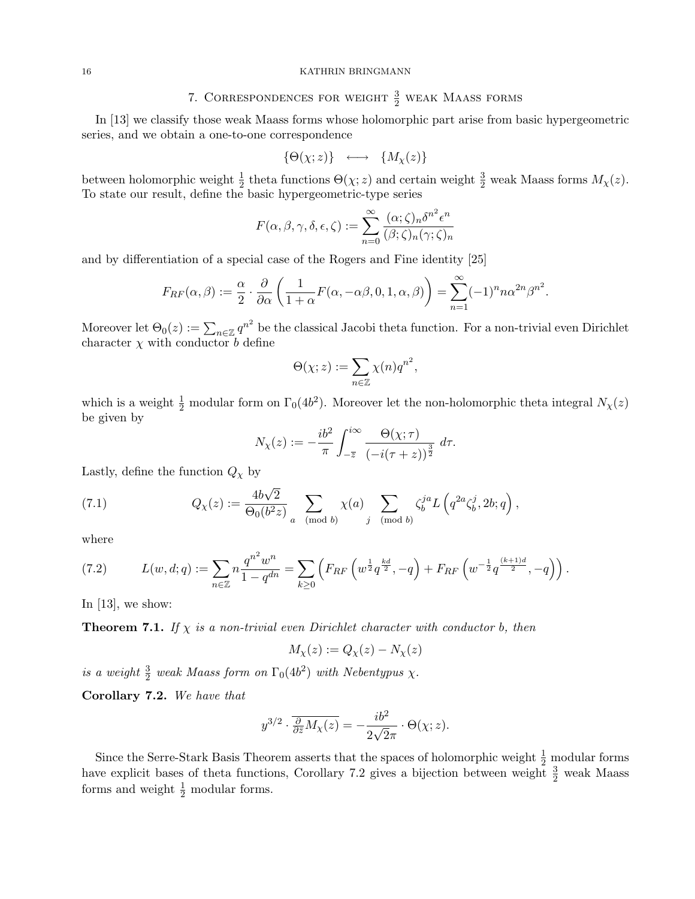## 7. Correspondences for weight $\frac{3}{2}$ weak Maass forms

In [13] we classify those weak Maass forms whose holomorphic part arise from basic hypergeometric series, and we obtain a one-to-one correspondence

$$\{\Theta(\chi; z)\} \quad \longleftrightarrow \quad \{M_\chi(z)\}$$

between holomorphic weight $\frac{1}{2}$ theta functions $\Theta(\chi; z)$ and certain weight $\frac{3}{2}$ weak Maass forms $M_\chi(z)$. To state our result, define the basic hypergeometric-type series

$$F(\alpha, \beta, \gamma, \delta, \epsilon, \zeta) := \sum_{n=0}^{\infty} \frac{(\alpha;\zeta)_n \delta^{n^2} \epsilon^n}{(\beta;\zeta)_n (\gamma;\zeta)_n}$$

and by differentiation of a special case of the Rogers and Fine identity [25]

$$F_{RF}(\alpha, \beta) := \frac{\alpha}{2} \cdot \frac{\partial}{\partial \alpha} \left( \frac{1}{1+\alpha} F(\alpha, -\alpha\beta, 0, 1, \alpha, \beta) \right) = \sum_{n=1}^{\infty} (-1)^n n \alpha^{2n} \beta^{n^2}.$$

Moreover let $\Theta_0(z) := \sum_{n\in\mathbb{Z}} q^{n^2}$ be the classical Jacobi theta function. For a non-trivial even Dirichlet character $\chi$ with conductor $b$ define

$$\Theta(\chi; z) := \sum_{n\in\mathbb{Z}} \chi(n) q^{n^2},$$

which is a weight $\frac{1}{2}$ modular form on $\Gamma_0(4b^2)$. Moreover let the non-holomorphic theta integral $N_\chi(z)$ be given by

$$N_\chi(z) := -\frac{ib^2}{\pi} \int_{-\overline{z}}^{i\infty} \frac{\Theta(\chi; \tau)}{(-i(\tau+z))^{\frac{3}{2}}} \, d\tau.$$

Lastly, define the function $Q_\chi$ by

$$Q_\chi(z) := \frac{4b\sqrt{2}}{\Theta_0(b^2 z)} \sum_{a \pmod{b}} \chi(a) \sum_{j \pmod{b}} \zeta_b^{ja} L\left(q^{2a}\zeta_b^j, 2b; q\right), \tag{7.1}$$

where

$$L(w, d; q) := \sum_{n\in\mathbb{Z}} n \frac{q^{n^2} w^n}{1-q^{dn}} = \sum_{k\geq 0} \left( F_{RF}\left(w^{\frac{1}{2}} q^{\frac{kd}{2}}, -q\right) + F_{RF}\left(w^{-\frac{1}{2}} q^{\frac{(k+1)d}{2}}, -q\right) \right). \tag{7.2}$$

In [13], we show:

**Theorem 7.1.** *If $\chi$ is a non-trivial even Dirichlet character with conductor $b$, then*

$$M_\chi(z) := Q_\chi(z) - N_\chi(z)$$

*is a weight $\frac{3}{2}$ weak Maass form on $\Gamma_0(4b^2)$ with Nebentypus $\chi$.*

**Corollary 7.2.** *We have that*

$$y^{3/2} \cdot \overline{\tfrac{\partial}{\partial \overline{z}} M_\chi(z)} = -\frac{ib^2}{2\sqrt{2}\pi} \cdot \Theta(\chi; z).$$

Since the Serre-Stark Basis Theorem asserts that the spaces of holomorphic weight $\frac{1}{2}$ modular forms have explicit bases of theta functions, Corollary 7.2 gives a bijection between weight $\frac{3}{2}$ weak Maass forms and weight $\frac{1}{2}$ modular forms.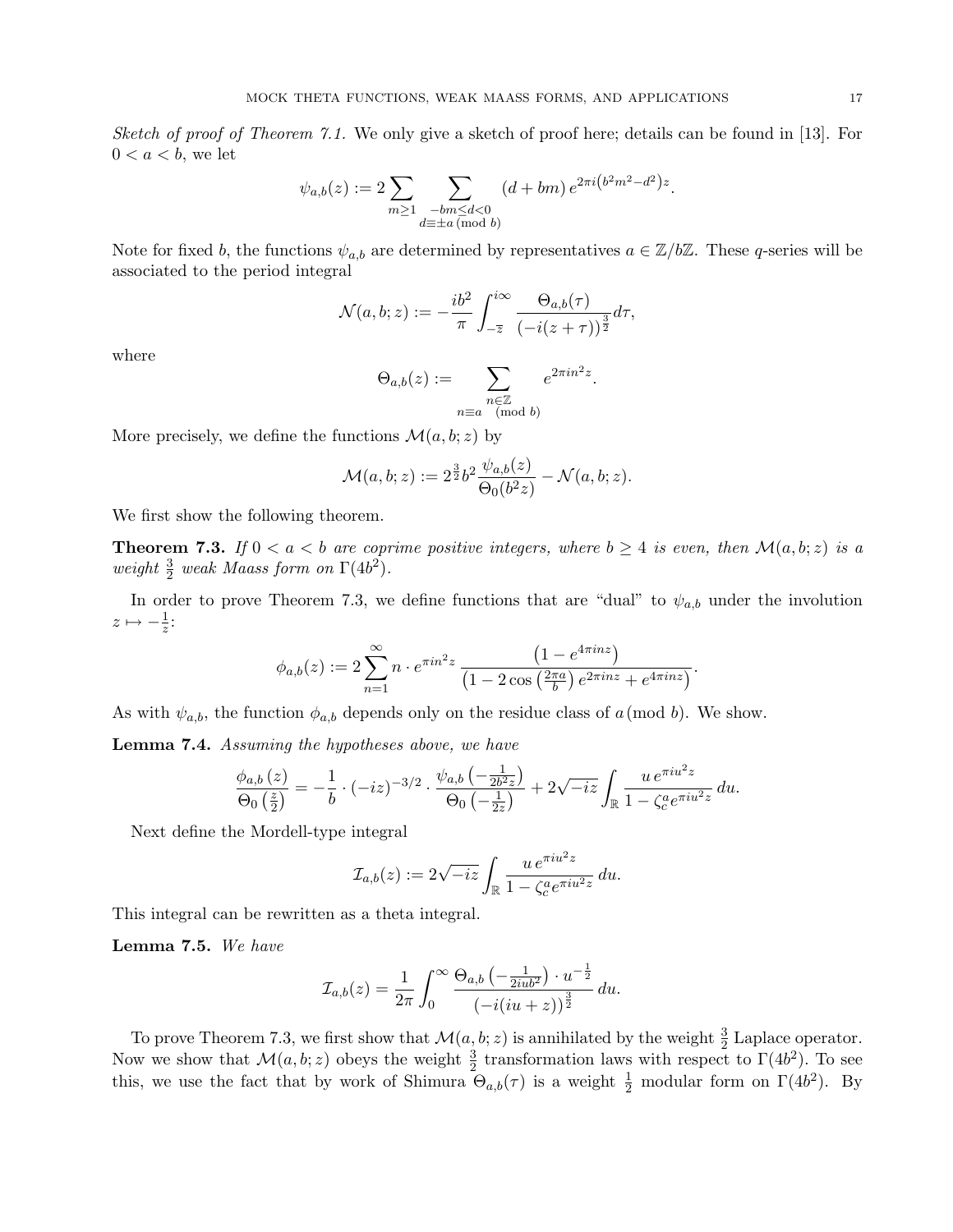*Sketch of proof of Theorem 7.1.* We only give a sketch of proof here; details can be found in [13]. For $0 < a < b$, we let

$$\psi_{a,b}(z) := 2 \sum_{m \geq 1} \sum_{\substack{-bm \leq d < 0 \\ d \equiv \pm a \pmod{b}}} (d + bm)\, e^{2\pi i \left(b^2 m^2 - d^2\right) z}.$$

Note for fixed $b$, the functions $\psi_{a,b}$ are determined by representatives $a \in \mathbb{Z}/b\mathbb{Z}$. These $q$-series will be associated to the period integral

$$\mathcal{N}(a, b; z) := -\frac{ib^2}{\pi} \int_{-\overline{z}}^{i\infty} \frac{\Theta_{a,b}(\tau)}{\left(-i(z+\tau)\right)^{\frac{3}{2}}} d\tau,$$

where

$$\Theta_{a,b}(z) := \sum_{\substack{n \in \mathbb{Z} \\ n \equiv a \pmod{b}}} e^{2\pi i n^2 z}.$$

More precisely, we define the functions $\mathcal{M}(a, b; z)$ by

$$\mathcal{M}(a, b; z) := 2^{\frac{3}{2}} b^2 \frac{\psi_{a,b}(z)}{\Theta_0(b^2 z)} - \mathcal{N}(a, b; z).$$

We first show the following theorem.

**Theorem 7.3.** *If $0 < a < b$ are coprime positive integers, where $b \geq 4$ is even, then $\mathcal{M}(a, b; z)$ is a weight $\frac{3}{2}$ weak Maass form on $\Gamma(4b^2)$.*

In order to prove Theorem 7.3, we define functions that are "dual" to $\psi_{a,b}$ under the involution $z \mapsto -\frac{1}{z}$:

$$\phi_{a,b}(z) := 2 \sum_{n=1}^{\infty} n \cdot e^{\pi i n^2 z} \frac{\left(1 - e^{4\pi i n z}\right)}{\left(1 - 2\cos\left(\frac{2\pi a}{b}\right) e^{2\pi i n z} + e^{4\pi i n z}\right)}.$$

As with $\psi_{a,b}$, the function $\phi_{a,b}$ depends only on the residue class of $a \pmod{b}$. We show.

**Lemma 7.4.** *Assuming the hypotheses above, we have*

$$\frac{\phi_{a,b}(z)}{\Theta_0\left(\frac{z}{2}\right)} = -\frac{1}{b} \cdot (-iz)^{-3/2} \cdot \frac{\psi_{a,b}\left(-\frac{1}{2b^2 z}\right)}{\Theta_0\left(-\frac{1}{2z}\right)} + 2\sqrt{-iz} \int_{\mathbb{R}} \frac{u\, e^{\pi i u^2 z}}{1 - \zeta_c^a e^{\pi i u^2 z}}\, du.$$

Next define the Mordell-type integral

$$\mathcal{I}_{a,b}(z) := 2\sqrt{-iz} \int_{\mathbb{R}} \frac{u\, e^{\pi i u^2 z}}{1 - \zeta_c^a e^{\pi i u^2 z}}\, du.$$

This integral can be rewritten as a theta integral.

**Lemma 7.5.** *We have*

$$\mathcal{I}_{a,b}(z) = \frac{1}{2\pi} \int_0^{\infty} \frac{\Theta_{a,b}\left(-\frac{1}{2iub^2}\right) \cdot u^{-\frac{1}{2}}}{\left(-i(iu+z)\right)^{\frac{3}{2}}}\, du.$$

To prove Theorem 7.3, we first show that $\mathcal{M}(a, b; z)$ is annihilated by the weight $\frac{3}{2}$ Laplace operator. Now we show that $\mathcal{M}(a, b; z)$ obeys the weight $\frac{3}{2}$ transformation laws with respect to $\Gamma(4b^2)$. To see this, we use the fact that by work of Shimura $\Theta_{a,b}(\tau)$ is a weight $\frac{1}{2}$ modular form on $\Gamma(4b^2)$. By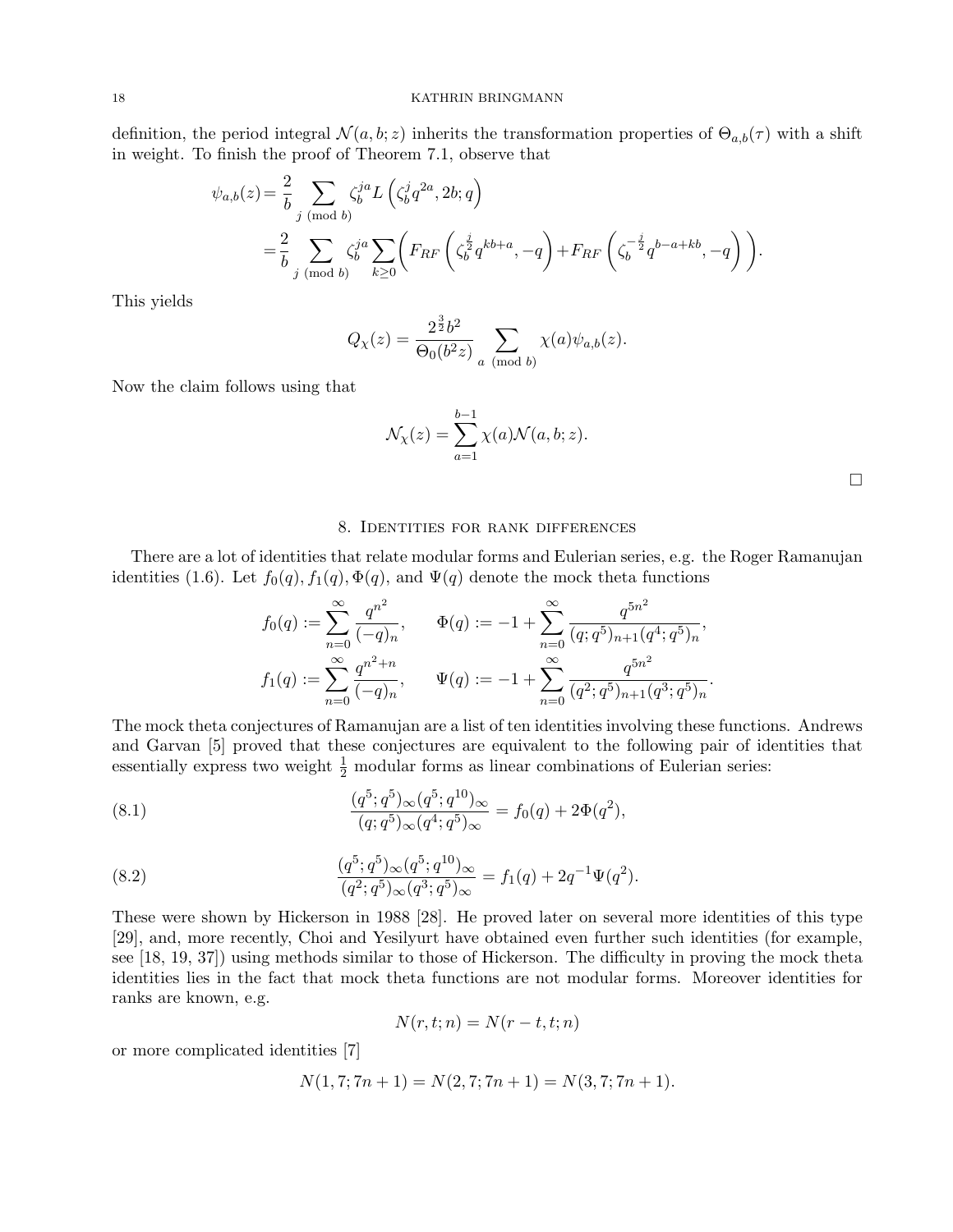definition, the period integral $\mathcal{N}(a,b;z)$ inherits the transformation properties of $\Theta_{a,b}(\tau)$ with a shift in weight. To finish the proof of Theorem 7.1, observe that

$$
\begin{aligned}
\psi_{a,b}(z) &= \frac{2}{b} \sum_{j \pmod{b}} \zeta_b^{ja} L\left(\zeta_b^j q^{2a}, 2b; q\right) \\
&= \frac{2}{b} \sum_{j \pmod{b}} \zeta_b^{ja} \sum_{k \geq 0} \left( F_{RF}\left(\zeta_b^{\frac{j}{2}} q^{kb+a}, -q\right) + F_{RF}\left(\zeta_b^{-\frac{j}{2}} q^{b-a+kb}, -q\right) \right).
\end{aligned}
$$

This yields

$$
Q_\chi(z) = \frac{2^{\frac{3}{2}} b^2}{\Theta_0(b^2 z)} \sum_{a \pmod{b}} \chi(a) \psi_{a,b}(z).
$$

Now the claim follows using that

$$
\mathcal{N}_\chi(z) = \sum_{a=1}^{b-1} \chi(a) \mathcal{N}(a,b;z).
$$

$\square$

## 8. Identities for rank differences

There are a lot of identities that relate modular forms and Eulerian series, e.g. the Roger Ramanujan identities (1.6). Let $f_0(q), f_1(q), \Phi(q)$, and $\Psi(q)$ denote the mock theta functions

$$
\begin{aligned}
f_0(q) &:= \sum_{n=0}^{\infty} \frac{q^{n^2}}{(-q)_n}, \qquad \Phi(q) := -1 + \sum_{n=0}^{\infty} \frac{q^{5n^2}}{(q;q^5)_{n+1}(q^4;q^5)_n}, \\
f_1(q) &:= \sum_{n=0}^{\infty} \frac{q^{n^2+n}}{(-q)_n}, \qquad \Psi(q) := -1 + \sum_{n=0}^{\infty} \frac{q^{5n^2}}{(q^2;q^5)_{n+1}(q^3;q^5)_n}.
\end{aligned}
$$

The mock theta conjectures of Ramanujan are a list of ten identities involving these functions. Andrews and Garvan [5] proved that these conjectures are equivalent to the following pair of identities that essentially express two weight $\frac{1}{2}$ modular forms as linear combinations of Eulerian series:

$$
\frac{(q^5;q^5)_\infty (q^5;q^{10})_\infty}{(q;q^5)_\infty (q^4;q^5)_\infty} = f_0(q) + 2\Phi(q^2), \tag{8.1}
$$

$$
\frac{(q^5;q^5)_\infty (q^5;q^{10})_\infty}{(q^2;q^5)_\infty (q^3;q^5)_\infty} = f_1(q) + 2q^{-1}\Psi(q^2). \tag{8.2}
$$

These were shown by Hickerson in 1988 [28]. He proved later on several more identities of this type [29], and, more recently, Choi and Yesilyurt have obtained even further such identities (for example, see [18, 19, 37]) using methods similar to those of Hickerson. The difficulty in proving the mock theta identities lies in the fact that mock theta functions are not modular forms. Moreover identities for ranks are known, e.g.

$$
N(r,t;n) = N(r-t,t;n)
$$

or more complicated identities [7]

$$
N(1,7;7n+1) = N(2,7;7n+1) = N(3,7;7n+1).
$$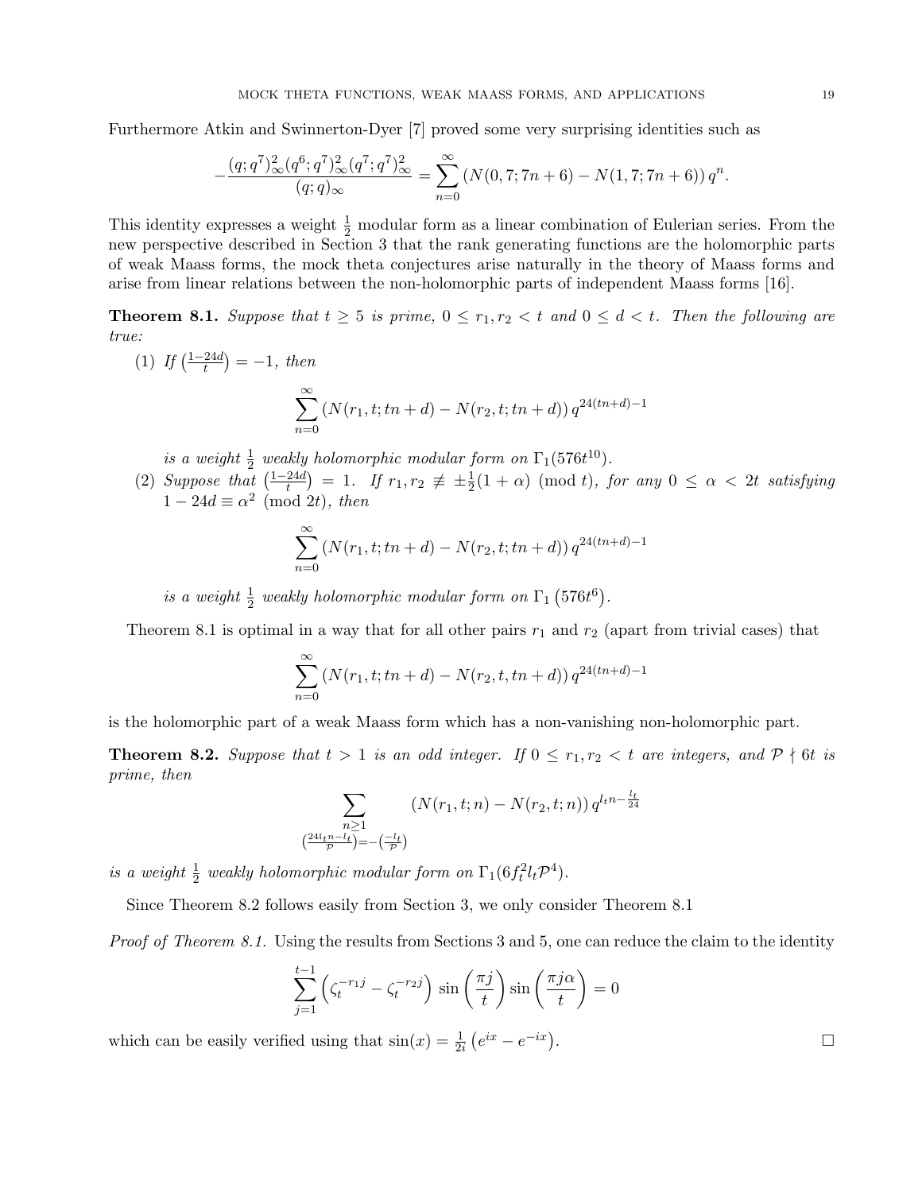Furthermore Atkin and Swinnerton-Dyer [7] proved some very surprising identities such as

$$-\frac{(q;q^7)_\infty^2 (q^6;q^7)_\infty^2 (q^7;q^7)_\infty^2}{(q;q)_\infty} = \sum_{n=0}^{\infty} \left(N(0,7;7n+6) - N(1,7;7n+6)\right) q^n.$$

This identity expresses a weight $\frac{1}{2}$ modular form as a linear combination of Eulerian series. From the new perspective described in Section 3 that the rank generating functions are the holomorphic parts of weak Maass forms, the mock theta conjectures arise naturally in the theory of Maass forms and arise from linear relations between the non-holomorphic parts of independent Maass forms [16].

**Theorem 8.1.** *Suppose that $t \geq 5$ is prime, $0 \leq r_1, r_2 < t$ and $0 \leq d < t$. Then the following are true:*

(1) *If $\left(\frac{1-24d}{t}\right) = -1$, then*

$$\sum_{n=0}^{\infty} \left(N(r_1,t;tn+d) - N(r_2,t;tn+d)\right) q^{24(tn+d)-1}$$

*is a weight $\frac{1}{2}$ weakly holomorphic modular form on $\Gamma_1(576t^{10})$.*

(2) *Suppose that $\left(\frac{1-24d}{t}\right) = 1$. If $r_1, r_2 \not\equiv \pm\frac{1}{2}(1+\alpha) \pmod t$, for any $0 \leq \alpha < 2t$ satisfying $1 - 24d \equiv \alpha^2 \pmod{2t}$, then*

$$\sum_{n=0}^{\infty} \left(N(r_1,t;tn+d) - N(r_2,t;tn+d)\right) q^{24(tn+d)-1}$$

*is a weight $\frac{1}{2}$ weakly holomorphic modular form on $\Gamma_1\left(576t^6\right)$.*

Theorem 8.1 is optimal in a way that for all other pairs $r_1$ and $r_2$ (apart from trivial cases) that

$$\sum_{n=0}^{\infty} \left(N(r_1,t;tn+d) - N(r_2,t,tn+d)\right) q^{24(tn+d)-1}$$

is the holomorphic part of a weak Maass form which has a non-vanishing non-holomorphic part.

**Theorem 8.2.** *Suppose that $t > 1$ is an odd integer. If $0 \leq r_1, r_2 < t$ are integers, and $\mathcal{P} \nmid 6t$ is prime, then*

$$\sum_{\substack{n \geq 1 \\ \left(\frac{24l_t n - l_t}{\mathcal{P}}\right) = -\left(\frac{-l_t}{\mathcal{P}}\right)}} \left(N(r_1,t;n) - N(r_2,t;n)\right) q^{l_t n - \frac{l_t}{24}}$$

*is a weight $\frac{1}{2}$ weakly holomorphic modular form on $\Gamma_1(6f_t^2 l_t \mathcal{P}^4)$.*

Since Theorem 8.2 follows easily from Section 3, we only consider Theorem 8.1

*Proof of Theorem 8.1.* Using the results from Sections 3 and 5, one can reduce the claim to the identity

$$\sum_{j=1}^{t-1} \left(\zeta_t^{-r_1 j} - \zeta_t^{-r_2 j}\right) \sin\left(\frac{\pi j}{t}\right) \sin\left(\frac{\pi j \alpha}{t}\right) = 0$$

which can be easily verified using that $\sin(x) = \frac{1}{2i}\left(e^{ix} - e^{-ix}\right)$. $\square$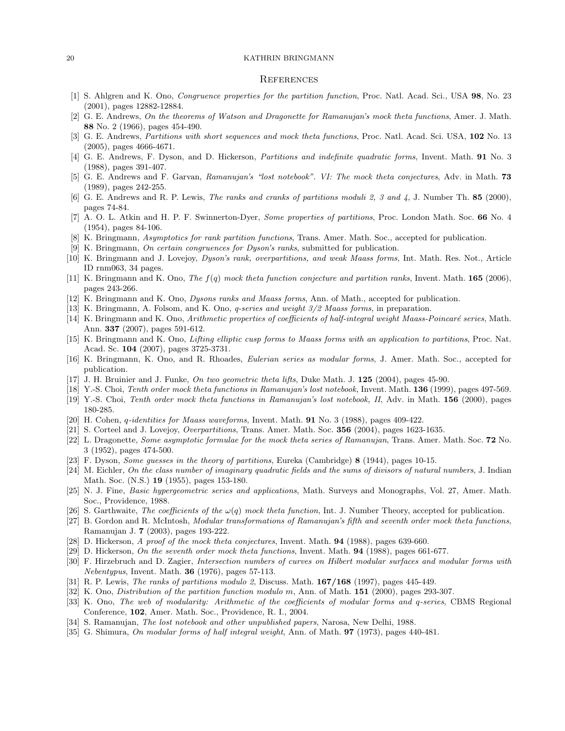## References

[1] S. Ahlgren and K. Ono, *Congruence properties for the partition function*, Proc. Natl. Acad. Sci., USA **98**, No. 23 (2001), pages 12882-12884.

[2] G. E. Andrews, *On the theorems of Watson and Dragonette for Ramanujan's mock theta functions*, Amer. J. Math. **88** No. 2 (1966), pages 454-490.

[3] G. E. Andrews, *Partitions with short sequences and mock theta functions*, Proc. Natl. Acad. Sci. USA, **102** No. 13 (2005), pages 4666-4671.

[4] G. E. Andrews, F. Dyson, and D. Hickerson, *Partitions and indefinite quadratic forms*, Invent. Math. **91** No. 3 (1988), pages 391-407.

[5] G. E. Andrews and F. Garvan, *Ramanujan's "lost notebook". VI: The mock theta conjectures*, Adv. in Math. **73** (1989), pages 242-255.

[6] G. E. Andrews and R. P. Lewis, *The ranks and cranks of partitions moduli 2, 3 and 4*, J. Number Th. **85** (2000), pages 74-84.

[7] A. O. L. Atkin and H. P. F. Swinnerton-Dyer, *Some properties of partitions*, Proc. London Math. Soc. **66** No. 4 (1954), pages 84-106.

[8] K. Bringmann, *Asymptotics for rank partition functions*, Trans. Amer. Math. Soc., accepted for publication.

[9] K. Bringmann, *On certain congruences for Dyson's ranks*, submitted for publication.

[10] K. Bringmann and J. Lovejoy, *Dyson's rank, overpartitions, and weak Maass forms*, Int. Math. Res. Not., Article ID rnm063, 34 pages.

[11] K. Bringmann and K. Ono, *The $f(q)$ mock theta function conjecture and partition ranks*, Invent. Math. **165** (2006), pages 243-266.

[12] K. Bringmann and K. Ono, *Dysons ranks and Maass forms*, Ann. of Math., accepted for publication.

[13] K. Bringmann, A. Folsom, and K. Ono, *q-series and weight 3/2 Maass forms*, in preparation.

[14] K. Bringmann and K. Ono, *Arithmetic properties of coefficients of half-integral weight Maass-Poincaré series*, Math. Ann. **337** (2007), pages 591-612.

[15] K. Bringmann and K. Ono, *Lifting elliptic cusp forms to Maass forms with an application to partitions*, Proc. Nat. Acad. Sc. **104** (2007), pages 3725-3731.

[16] K. Bringmann, K. Ono, and R. Rhoades, *Eulerian series as modular forms*, J. Amer. Math. Soc., accepted for publication.

[17] J. H. Bruinier and J. Funke, *On two geometric theta lifts*, Duke Math. J. **125** (2004), pages 45-90.

[18] Y.-S. Choi, *Tenth order mock theta functions in Ramanujan's lost notebook,* Invent. Math. **136** (1999), pages 497-569.

[19] Y.-S. Choi, *Tenth order mock theta functions in Ramanujan's lost notebook, II*, Adv. in Math. **156** (2000), pages 180-285.

[20] H. Cohen, *q-identities for Maass waveforms*, Invent. Math. **91** No. 3 (1988), pages 409-422.

[21] S. Corteel and J. Lovejoy, *Overpartitions*, Trans. Amer. Math. Soc. **356** (2004), pages 1623-1635.

[22] L. Dragonette, *Some asymptotic formulae for the mock theta series of Ramanujan*, Trans. Amer. Math. Soc. **72** No. 3 (1952), pages 474-500.

[23] F. Dyson, *Some guesses in the theory of partitions*, Eureka (Cambridge) **8** (1944), pages 10-15.

[24] M. Eichler, *On the class number of imaginary quadratic fields and the sums of divisors of natural numbers*, J. Indian Math. Soc. (N.S.) **19** (1955), pages 153-180.

[25] N. J. Fine, *Basic hypergeometric series and applications*, Math. Surveys and Monographs, Vol. 27, Amer. Math. Soc., Providence, 1988.

[26] S. Garthwaite, *The coefficients of the $\omega(q)$ mock theta function*, Int. J. Number Theory, accepted for publication.

[27] B. Gordon and R. McIntosh, *Modular transformations of Ramanujan's fifth and seventh order mock theta functions*, Ramanujan J. **7** (2003), pages 193-222.

[28] D. Hickerson, *A proof of the mock theta conjectures*, Invent. Math. **94** (1988), pages 639-660.

[29] D. Hickerson, *On the seventh order mock theta functions*, Invent. Math. **94** (1988), pages 661-677.

[30] F. Hirzebruch and D. Zagier, *Intersection numbers of curves on Hilbert modular surfaces and modular forms with Nebentypus*, Invent. Math. **36** (1976), pages 57-113.

[31] R. P. Lewis, *The ranks of partitions modulo 2*, Discuss. Math. **167/168** (1997), pages 445-449.

[32] K. Ono, *Distribution of the partition function modulo m*, Ann. of Math. **151** (2000), pages 293-307.

[33] K. Ono, *The web of modularity: Arithmetic of the coefficients of modular forms and q-series*, CBMS Regional Conference, **102**, Amer. Math. Soc., Providence, R. I., 2004.

[34] S. Ramanujan, *The lost notebook and other unpublished papers*, Narosa, New Delhi, 1988.

[35] G. Shimura, *On modular forms of half integral weight*, Ann. of Math. **97** (1973), pages 440-481.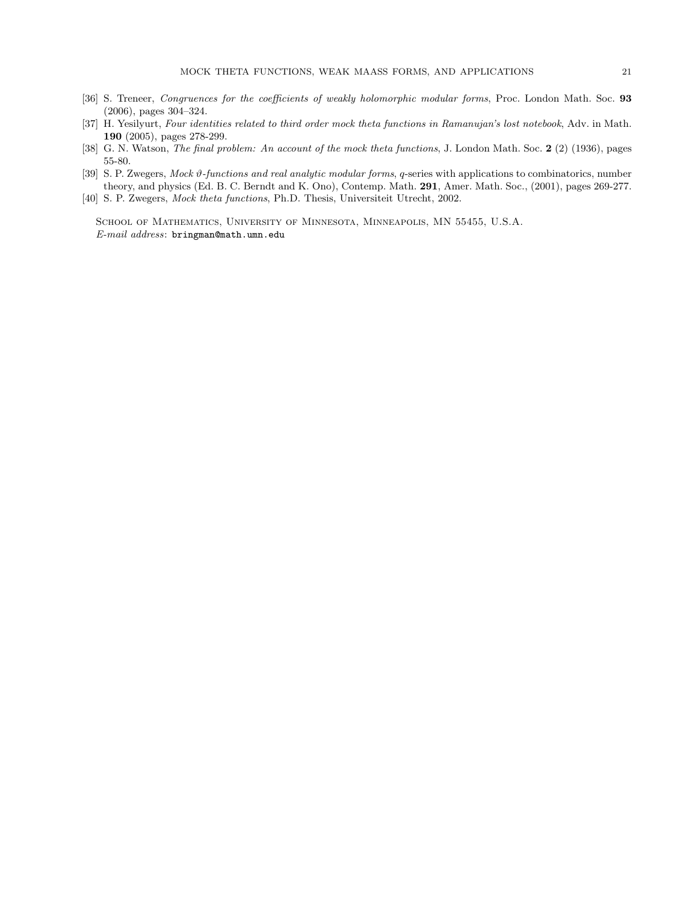[36] S. Treneer, *Congruences for the coefficients of weakly holomorphic modular forms*, Proc. London Math. Soc. **93** (2006), pages 304–324.

[37] H. Yesilyurt, *Four identities related to third order mock theta functions in Ramanujan's lost notebook*, Adv. in Math. **190** (2005), pages 278-299.

[38] G. N. Watson, *The final problem: An account of the mock theta functions*, J. London Math. Soc. **2** (2) (1936), pages 55-80.

[39] S. P. Zwegers, *Mock $\vartheta$-functions and real analytic modular forms*, $q$-series with applications to combinatorics, number theory, and physics (Ed. B. C. Berndt and K. Ono), Contemp. Math. **291**, Amer. Math. Soc., (2001), pages 269-277.

[40] S. P. Zwegers, *Mock theta functions*, Ph.D. Thesis, Universiteit Utrecht, 2002.

School of Mathematics, University of Minnesota, Minneapolis, MN 55455, U.S.A.
*E-mail address*: bringman@math.umn.edu